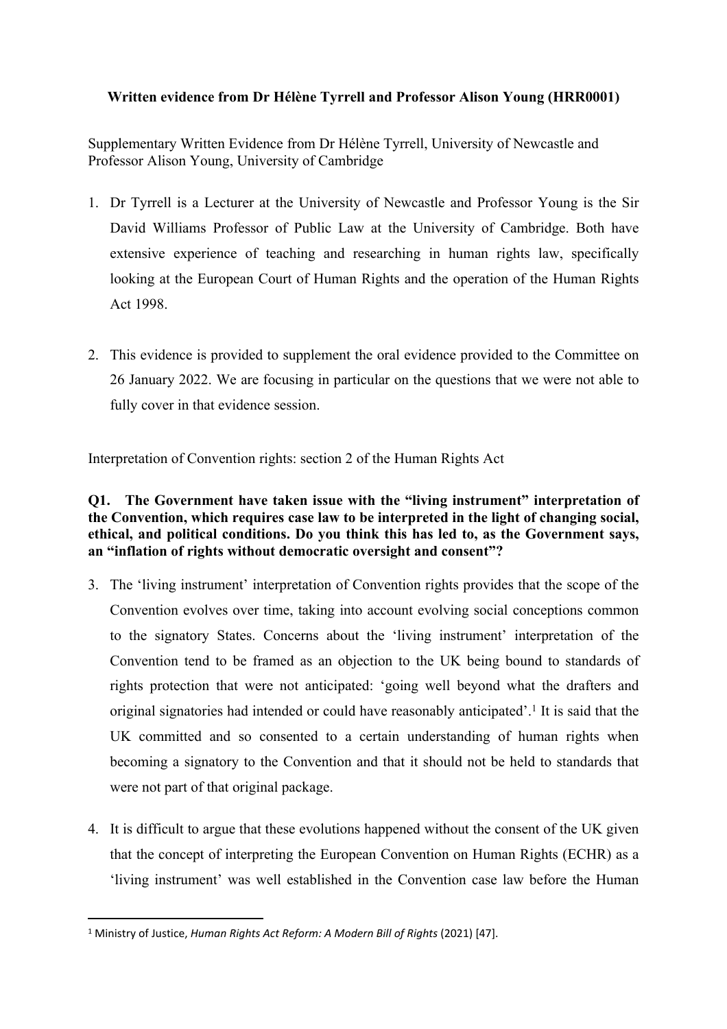**Written evidence from Dr Hélène Tyrrell and Professor Alison Young (HRR0001)**

Supplementary Written Evidence from Dr Hélène Tyrrell, University of Newcastle and Professor Alison Young, University of Cambridge

1. Dr Tyrrell is a Lecturer at the University of Newcastle and Professor Young is the Sir David Williams Professor of Public Law at the University of Cambridge. Both have extensive experience of teaching and researching in human rights law, specifically looking at the European Court of Human Rights and the operation of the Human Rights Act 1998.

2. This evidence is provided to supplement the oral evidence provided to the Committee on 26 January 2022. We are focusing in particular on the questions that we were not able to fully cover in that evidence session.

Interpretation of Convention rights: section 2 of the Human Rights Act

**Q1. The Government have taken issue with the "living instrument" interpretation of the Convention, which requires case law to be interpreted in the light of changing social, ethical, and political conditions. Do you think this has led to, as the Government says, an "inflation of rights without democratic oversight and consent"?**

3. The 'living instrument' interpretation of Convention rights provides that the scope of the Convention evolves over time, taking into account evolving social conceptions common to the signatory States. Concerns about the 'living instrument' interpretation of the Convention tend to be framed as an objection to the UK being bound to standards of rights protection that were not anticipated: 'going well beyond what the drafters and original signatories had intended or could have reasonably anticipated'.[1] It is said that the UK committed and so consented to a certain understanding of human rights when becoming a signatory to the Convention and that it should not be held to standards that were not part of that original package.

4. It is difficult to argue that these evolutions happened without the consent of the UK given that the concept of interpreting the European Convention on Human Rights (ECHR) as a 'living instrument' was well established in the Convention case law before the Human

[1] Ministry of Justice, *Human Rights Act Reform: A Modern Bill of Rights* (2021) [47].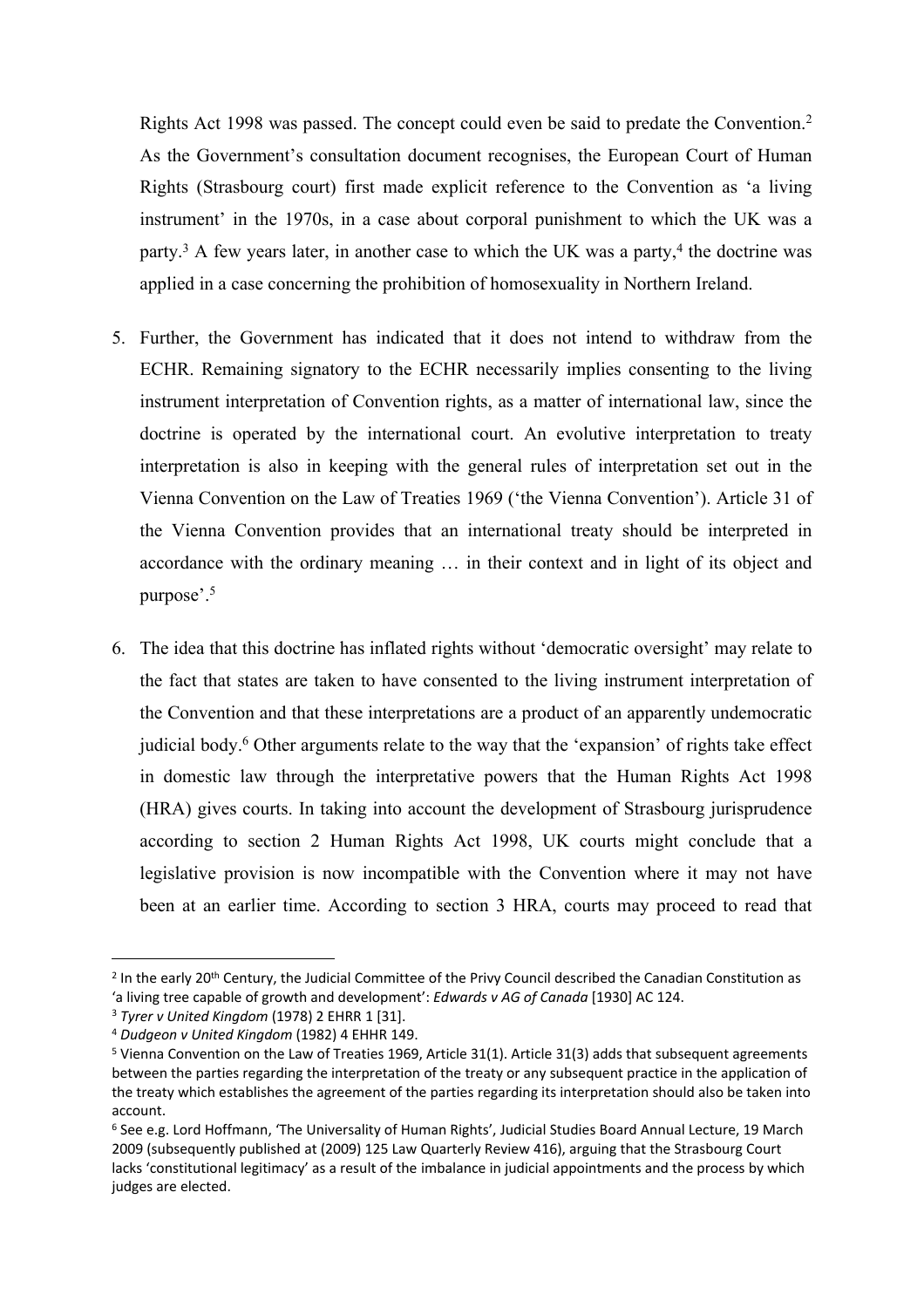Rights Act 1998 was passed. The concept could even be said to predate the Convention.[2] As the Government's consultation document recognises, the European Court of Human Rights (Strasbourg court) first made explicit reference to the Convention as 'a living instrument' in the 1970s, in a case about corporal punishment to which the UK was a party.[3] A few years later, in another case to which the UK was a party,[4] the doctrine was applied in a case concerning the prohibition of homosexuality in Northern Ireland.

5. Further, the Government has indicated that it does not intend to withdraw from the ECHR. Remaining signatory to the ECHR necessarily implies consenting to the living instrument interpretation of Convention rights, as a matter of international law, since the doctrine is operated by the international court. An evolutive interpretation to treaty interpretation is also in keeping with the general rules of interpretation set out in the Vienna Convention on the Law of Treaties 1969 ('the Vienna Convention'). Article 31 of the Vienna Convention provides that an international treaty should be interpreted in accordance with the ordinary meaning … in their context and in light of its object and purpose'.[5]

6. The idea that this doctrine has inflated rights without 'democratic oversight' may relate to the fact that states are taken to have consented to the living instrument interpretation of the Convention and that these interpretations are a product of an apparently undemocratic judicial body.[6] Other arguments relate to the way that the 'expansion' of rights take effect in domestic law through the interpretative powers that the Human Rights Act 1998 (HRA) gives courts. In taking into account the development of Strasbourg jurisprudence according to section 2 Human Rights Act 1998, UK courts might conclude that a legislative provision is now incompatible with the Convention where it may not have been at an earlier time. According to section 3 HRA, courts may proceed to read that

---

[2] In the early 20th Century, the Judicial Committee of the Privy Council described the Canadian Constitution as 'a living tree capable of growth and development': *Edwards v AG of Canada* [1930] AC 124.

[3] *Tyrer v United Kingdom* (1978) 2 EHRR 1 [31].

[4] *Dudgeon v United Kingdom* (1982) 4 EHHR 149.

[5] Vienna Convention on the Law of Treaties 1969, Article 31(1). Article 31(3) adds that subsequent agreements between the parties regarding the interpretation of the treaty or any subsequent practice in the application of the treaty which establishes the agreement of the parties regarding its interpretation should also be taken into account.

[6] See e.g. Lord Hoffmann, 'The Universality of Human Rights', Judicial Studies Board Annual Lecture, 19 March 2009 (subsequently published at (2009) 125 Law Quarterly Review 416), arguing that the Strasbourg Court lacks 'constitutional legitimacy' as a result of the imbalance in judicial appointments and the process by which judges are elected.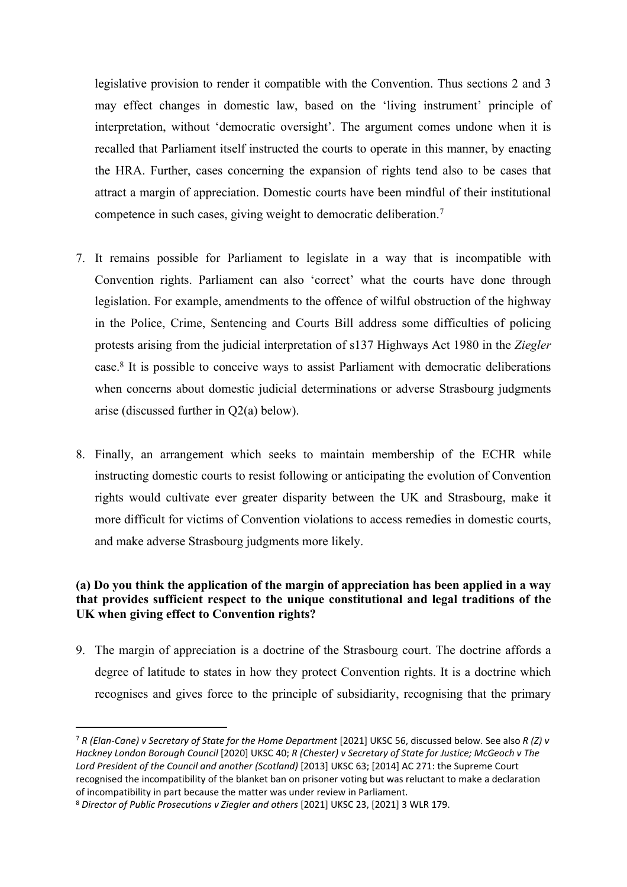legislative provision to render it compatible with the Convention. Thus sections 2 and 3 may effect changes in domestic law, based on the 'living instrument' principle of interpretation, without 'democratic oversight'. The argument comes undone when it is recalled that Parliament itself instructed the courts to operate in this manner, by enacting the HRA. Further, cases concerning the expansion of rights tend also to be cases that attract a margin of appreciation. Domestic courts have been mindful of their institutional competence in such cases, giving weight to democratic deliberation.[7]

7. It remains possible for Parliament to legislate in a way that is incompatible with Convention rights. Parliament can also 'correct' what the courts have done through legislation. For example, amendments to the offence of wilful obstruction of the highway in the Police, Crime, Sentencing and Courts Bill address some difficulties of policing protests arising from the judicial interpretation of s137 Highways Act 1980 in the *Ziegler* case.[8] It is possible to conceive ways to assist Parliament with democratic deliberations when concerns about domestic judicial determinations or adverse Strasbourg judgments arise (discussed further in Q2(a) below).

8. Finally, an arrangement which seeks to maintain membership of the ECHR while instructing domestic courts to resist following or anticipating the evolution of Convention rights would cultivate ever greater disparity between the UK and Strasbourg, make it more difficult for victims of Convention violations to access remedies in domestic courts, and make adverse Strasbourg judgments more likely.

**(a) Do you think the application of the margin of appreciation has been applied in a way that provides sufficient respect to the unique constitutional and legal traditions of the UK when giving effect to Convention rights?**

9. The margin of appreciation is a doctrine of the Strasbourg court. The doctrine affords a degree of latitude to states in how they protect Convention rights. It is a doctrine which recognises and gives force to the principle of subsidiarity, recognising that the primary

---

[7] *R (Elan-Cane) v Secretary of State for the Home Department* [2021] UKSC 56, discussed below. See also *R (Z) v Hackney London Borough Council* [2020] UKSC 40; *R (Chester) v Secretary of State for Justice; McGeoch v The Lord President of the Council and another (Scotland)* [2013] UKSC 63; [2014] AC 271: the Supreme Court recognised the incompatibility of the blanket ban on prisoner voting but was reluctant to make a declaration of incompatibility in part because the matter was under review in Parliament.

[8] *Director of Public Prosecutions v Ziegler and others* [2021] UKSC 23, [2021] 3 WLR 179.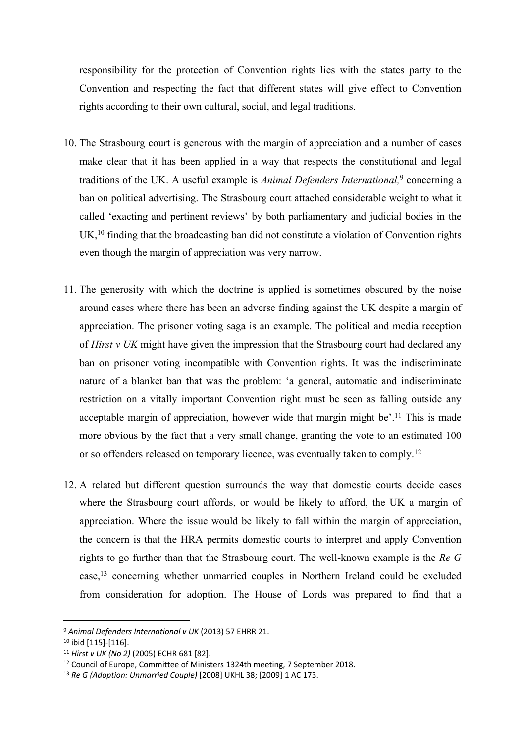responsibility for the protection of Convention rights lies with the states party to the Convention and respecting the fact that different states will give effect to Convention rights according to their own cultural, social, and legal traditions.

10. The Strasbourg court is generous with the margin of appreciation and a number of cases make clear that it has been applied in a way that respects the constitutional and legal traditions of the UK. A useful example is *Animal Defenders International,*[9] concerning a ban on political advertising. The Strasbourg court attached considerable weight to what it called 'exacting and pertinent reviews' by both parliamentary and judicial bodies in the UK,[10] finding that the broadcasting ban did not constitute a violation of Convention rights even though the margin of appreciation was very narrow.

11. The generosity with which the doctrine is applied is sometimes obscured by the noise around cases where there has been an adverse finding against the UK despite a margin of appreciation. The prisoner voting saga is an example. The political and media reception of *Hirst v UK* might have given the impression that the Strasbourg court had declared any ban on prisoner voting incompatible with Convention rights. It was the indiscriminate nature of a blanket ban that was the problem: 'a general, automatic and indiscriminate restriction on a vitally important Convention right must be seen as falling outside any acceptable margin of appreciation, however wide that margin might be'.[11] This is made more obvious by the fact that a very small change, granting the vote to an estimated 100 or so offenders released on temporary licence, was eventually taken to comply.[12]

12. A related but different question surrounds the way that domestic courts decide cases where the Strasbourg court affords, or would be likely to afford, the UK a margin of appreciation. Where the issue would be likely to fall within the margin of appreciation, the concern is that the HRA permits domestic courts to interpret and apply Convention rights to go further than that the Strasbourg court. The well-known example is the *Re G* case,[13] concerning whether unmarried couples in Northern Ireland could be excluded from consideration for adoption. The House of Lords was prepared to find that a

---

[9] *Animal Defenders International v UK* (2013) 57 EHRR 21.

[10] ibid [115]-[116].

[11] *Hirst v UK (No 2)* (2005) ECHR 681 [82].

[12] Council of Europe, Committee of Ministers 1324th meeting, 7 September 2018.

[13] *Re G (Adoption: Unmarried Couple)* [2008] UKHL 38; [2009] 1 AC 173.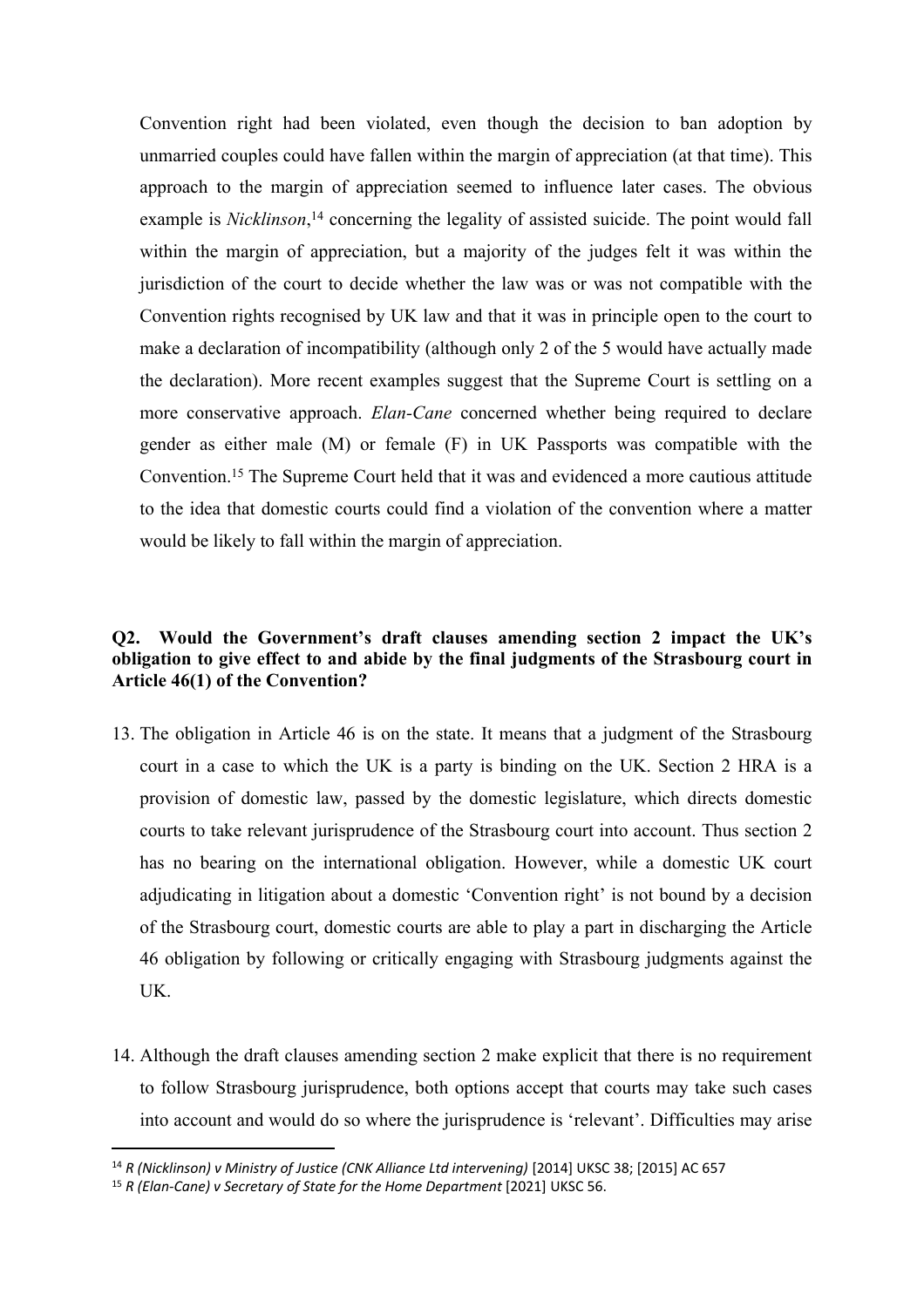Convention right had been violated, even though the decision to ban adoption by unmarried couples could have fallen within the margin of appreciation (at that time). This approach to the margin of appreciation seemed to influence later cases. The obvious example is *Nicklinson*,[14] concerning the legality of assisted suicide. The point would fall within the margin of appreciation, but a majority of the judges felt it was within the jurisdiction of the court to decide whether the law was or was not compatible with the Convention rights recognised by UK law and that it was in principle open to the court to make a declaration of incompatibility (although only 2 of the 5 would have actually made the declaration). More recent examples suggest that the Supreme Court is settling on a more conservative approach. *Elan-Cane* concerned whether being required to declare gender as either male (M) or female (F) in UK Passports was compatible with the Convention.[15] The Supreme Court held that it was and evidenced a more cautious attitude to the idea that domestic courts could find a violation of the convention where a matter would be likely to fall within the margin of appreciation.

**Q2. Would the Government's draft clauses amending section 2 impact the UK's obligation to give effect to and abide by the final judgments of the Strasbourg court in Article 46(1) of the Convention?**

13. The obligation in Article 46 is on the state. It means that a judgment of the Strasbourg court in a case to which the UK is a party is binding on the UK. Section 2 HRA is a provision of domestic law, passed by the domestic legislature, which directs domestic courts to take relevant jurisprudence of the Strasbourg court into account. Thus section 2 has no bearing on the international obligation. However, while a domestic UK court adjudicating in litigation about a domestic 'Convention right' is not bound by a decision of the Strasbourg court, domestic courts are able to play a part in discharging the Article 46 obligation by following or critically engaging with Strasbourg judgments against the UK.

14. Although the draft clauses amending section 2 make explicit that there is no requirement to follow Strasbourg jurisprudence, both options accept that courts may take such cases into account and would do so where the jurisprudence is 'relevant'. Difficulties may arise

[14] *R (Nicklinson) v Ministry of Justice (CNK Alliance Ltd intervening)* [2014] UKSC 38; [2015] AC 657

[15] *R (Elan-Cane) v Secretary of State for the Home Department* [2021] UKSC 56.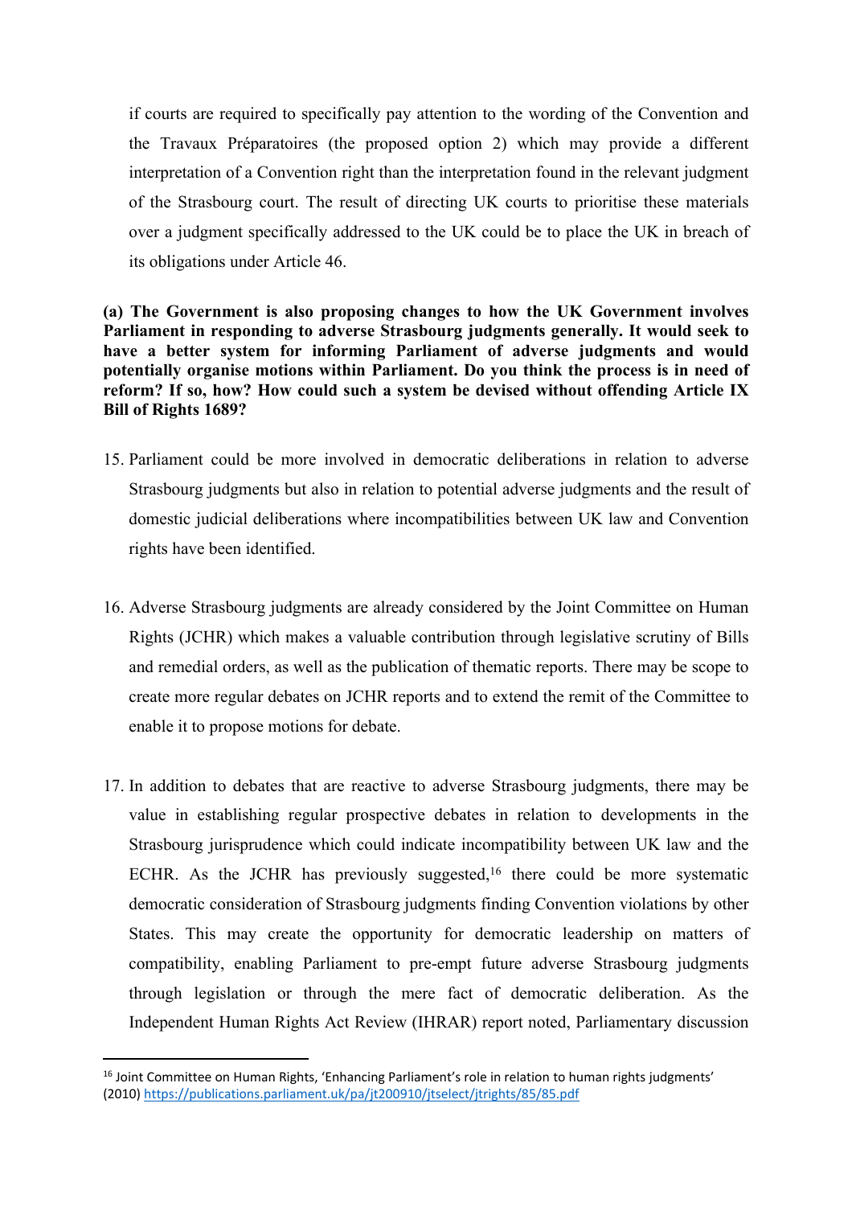if courts are required to specifically pay attention to the wording of the Convention and the Travaux Préparatoires (the proposed option 2) which may provide a different interpretation of a Convention right than the interpretation found in the relevant judgment of the Strasbourg court. The result of directing UK courts to prioritise these materials over a judgment specifically addressed to the UK could be to place the UK in breach of its obligations under Article 46.

**(a) The Government is also proposing changes to how the UK Government involves Parliament in responding to adverse Strasbourg judgments generally. It would seek to have a better system for informing Parliament of adverse judgments and would potentially organise motions within Parliament. Do you think the process is in need of reform? If so, how? How could such a system be devised without offending Article IX Bill of Rights 1689?**

15. Parliament could be more involved in democratic deliberations in relation to adverse Strasbourg judgments but also in relation to potential adverse judgments and the result of domestic judicial deliberations where incompatibilities between UK law and Convention rights have been identified.

16. Adverse Strasbourg judgments are already considered by the Joint Committee on Human Rights (JCHR) which makes a valuable contribution through legislative scrutiny of Bills and remedial orders, as well as the publication of thematic reports. There may be scope to create more regular debates on JCHR reports and to extend the remit of the Committee to enable it to propose motions for debate.

17. In addition to debates that are reactive to adverse Strasbourg judgments, there may be value in establishing regular prospective debates in relation to developments in the Strasbourg jurisprudence which could indicate incompatibility between UK law and the ECHR. As the JCHR has previously suggested,[16] there could be more systematic democratic consideration of Strasbourg judgments finding Convention violations by other States. This may create the opportunity for democratic leadership on matters of compatibility, enabling Parliament to pre-empt future adverse Strasbourg judgments through legislation or through the mere fact of democratic deliberation. As the Independent Human Rights Act Review (IHRAR) report noted, Parliamentary discussion

[16] Joint Committee on Human Rights, 'Enhancing Parliament's role in relation to human rights judgments' (2010) https://publications.parliament.uk/pa/jt200910/jtselect/jtrights/85/85.pdf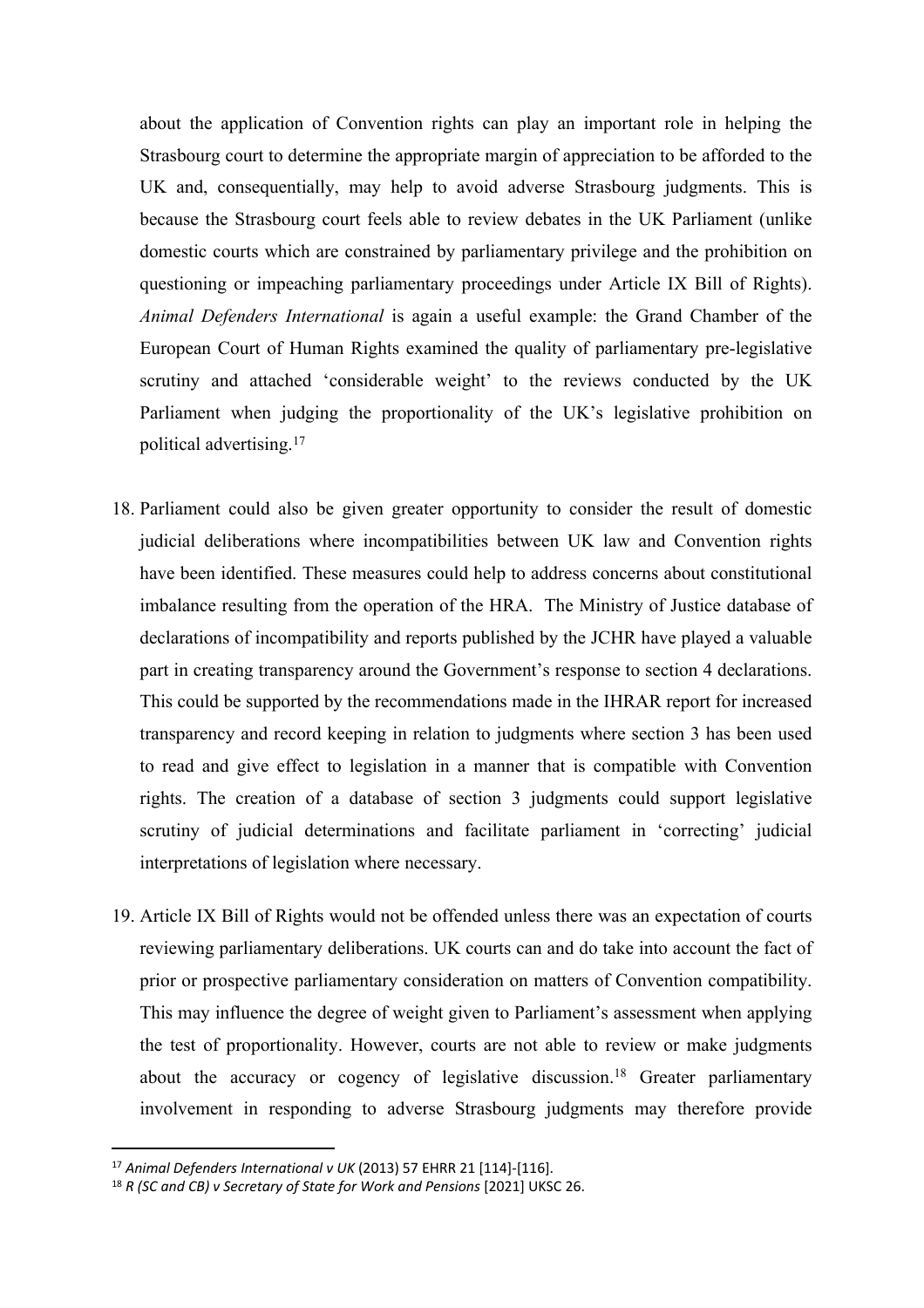about the application of Convention rights can play an important role in helping the Strasbourg court to determine the appropriate margin of appreciation to be afforded to the UK and, consequentially, may help to avoid adverse Strasbourg judgments. This is because the Strasbourg court feels able to review debates in the UK Parliament (unlike domestic courts which are constrained by parliamentary privilege and the prohibition on questioning or impeaching parliamentary proceedings under Article IX Bill of Rights). *Animal Defenders International* is again a useful example: the Grand Chamber of the European Court of Human Rights examined the quality of parliamentary pre-legislative scrutiny and attached 'considerable weight' to the reviews conducted by the UK Parliament when judging the proportionality of the UK's legislative prohibition on political advertising.[17]

18. Parliament could also be given greater opportunity to consider the result of domestic judicial deliberations where incompatibilities between UK law and Convention rights have been identified. These measures could help to address concerns about constitutional imbalance resulting from the operation of the HRA. The Ministry of Justice database of declarations of incompatibility and reports published by the JCHR have played a valuable part in creating transparency around the Government's response to section 4 declarations. This could be supported by the recommendations made in the IHRAR report for increased transparency and record keeping in relation to judgments where section 3 has been used to read and give effect to legislation in a manner that is compatible with Convention rights. The creation of a database of section 3 judgments could support legislative scrutiny of judicial determinations and facilitate parliament in 'correcting' judicial interpretations of legislation where necessary.

19. Article IX Bill of Rights would not be offended unless there was an expectation of courts reviewing parliamentary deliberations. UK courts can and do take into account the fact of prior or prospective parliamentary consideration on matters of Convention compatibility. This may influence the degree of weight given to Parliament's assessment when applying the test of proportionality. However, courts are not able to review or make judgments about the accuracy or cogency of legislative discussion.[18] Greater parliamentary involvement in responding to adverse Strasbourg judgments may therefore provide

[17] *Animal Defenders International v UK* (2013) 57 EHRR 21 [114]-[116].

[18] *R (SC and CB) v Secretary of State for Work and Pensions* [2021] UKSC 26.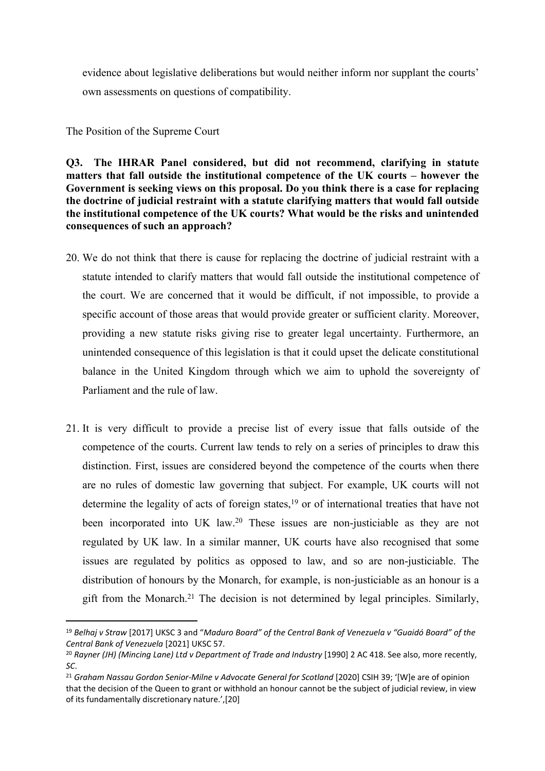evidence about legislative deliberations but would neither inform nor supplant the courts' own assessments on questions of compatibility.

The Position of the Supreme Court

**Q3. The IHRAR Panel considered, but did not recommend, clarifying in statute matters that fall outside the institutional competence of the UK courts – however the Government is seeking views on this proposal. Do you think there is a case for replacing the doctrine of judicial restraint with a statute clarifying matters that would fall outside the institutional competence of the UK courts? What would be the risks and unintended consequences of such an approach?**

20. We do not think that there is cause for replacing the doctrine of judicial restraint with a statute intended to clarify matters that would fall outside the institutional competence of the court. We are concerned that it would be difficult, if not impossible, to provide a specific account of those areas that would provide greater or sufficient clarity. Moreover, providing a new statute risks giving rise to greater legal uncertainty. Furthermore, an unintended consequence of this legislation is that it could upset the delicate constitutional balance in the United Kingdom through which we aim to uphold the sovereignty of Parliament and the rule of law.

21. It is very difficult to provide a precise list of every issue that falls outside of the competence of the courts. Current law tends to rely on a series of principles to draw this distinction. First, issues are considered beyond the competence of the courts when there are no rules of domestic law governing that subject. For example, UK courts will not determine the legality of acts of foreign states,[19] or of international treaties that have not been incorporated into UK law.[20] These issues are non-justiciable as they are not regulated by UK law. In a similar manner, UK courts have also recognised that some issues are regulated by politics as opposed to law, and so are non-justiciable. The distribution of honours by the Monarch, for example, is non-justiciable as an honour is a gift from the Monarch.[21] The decision is not determined by legal principles. Similarly,

[19] *Belhaj v Straw* [2017] UKSC 3 and "*Maduro Board" of the Central Bank of Venezuela v "Guaidó Board" of the Central Bank of Venezuela* [2021] UKSC 57.

[20] *Rayner (JH) (Mincing Lane) Ltd v Department of Trade and Industry* [1990] 2 AC 418. See also, more recently, *SC*.

[21] *Graham Nassau Gordon Senior-Milne v Advocate General for Scotland* [2020] CSIH 39; '[W]e are of opinion that the decision of the Queen to grant or withhold an honour cannot be the subject of judicial review, in view of its fundamentally discretionary nature.',[20]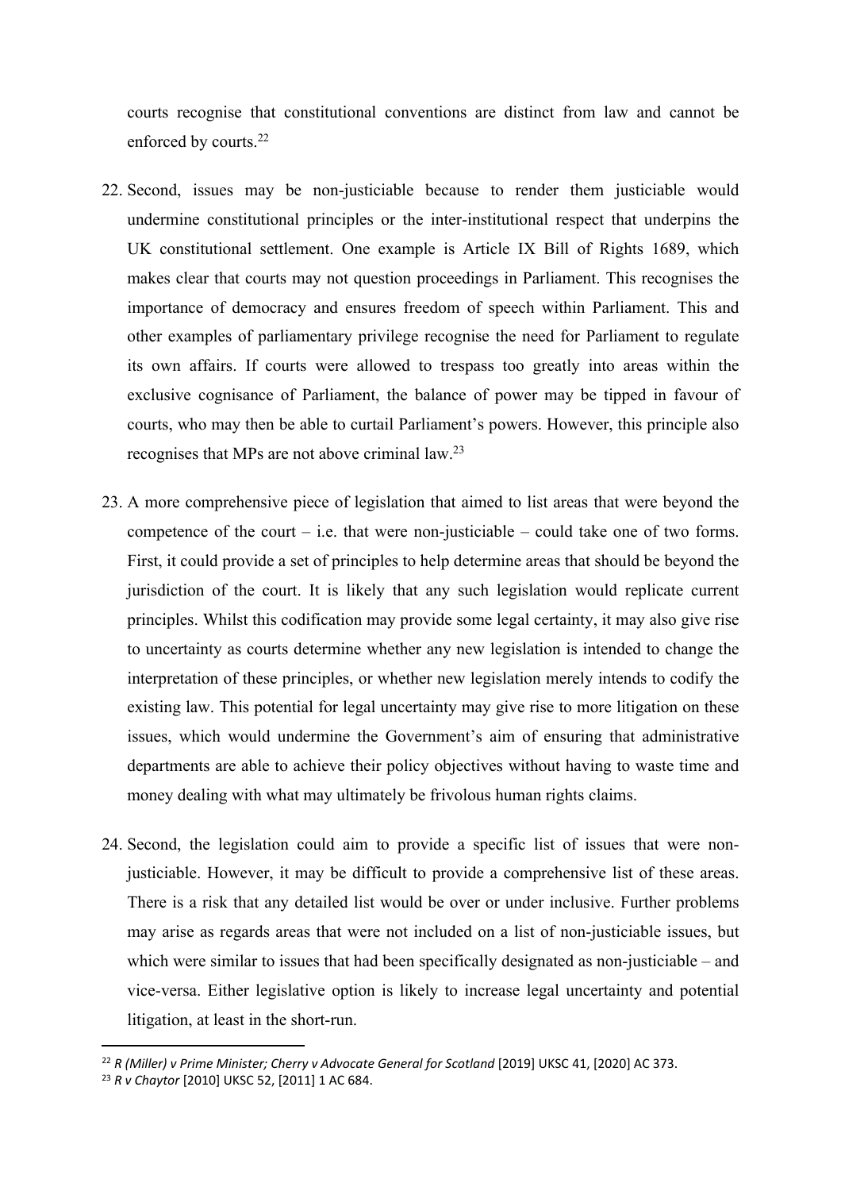courts recognise that constitutional conventions are distinct from law and cannot be enforced by courts.[22]

22. Second, issues may be non-justiciable because to render them justiciable would undermine constitutional principles or the inter-institutional respect that underpins the UK constitutional settlement. One example is Article IX Bill of Rights 1689, which makes clear that courts may not question proceedings in Parliament. This recognises the importance of democracy and ensures freedom of speech within Parliament. This and other examples of parliamentary privilege recognise the need for Parliament to regulate its own affairs. If courts were allowed to trespass too greatly into areas within the exclusive cognisance of Parliament, the balance of power may be tipped in favour of courts, who may then be able to curtail Parliament's powers. However, this principle also recognises that MPs are not above criminal law.[23]

23. A more comprehensive piece of legislation that aimed to list areas that were beyond the competence of the court – i.e. that were non-justiciable – could take one of two forms. First, it could provide a set of principles to help determine areas that should be beyond the jurisdiction of the court. It is likely that any such legislation would replicate current principles. Whilst this codification may provide some legal certainty, it may also give rise to uncertainty as courts determine whether any new legislation is intended to change the interpretation of these principles, or whether new legislation merely intends to codify the existing law. This potential for legal uncertainty may give rise to more litigation on these issues, which would undermine the Government's aim of ensuring that administrative departments are able to achieve their policy objectives without having to waste time and money dealing with what may ultimately be frivolous human rights claims.

24. Second, the legislation could aim to provide a specific list of issues that were non-justiciable. However, it may be difficult to provide a comprehensive list of these areas. There is a risk that any detailed list would be over or under inclusive. Further problems may arise as regards areas that were not included on a list of non-justiciable issues, but which were similar to issues that had been specifically designated as non-justiciable – and vice-versa. Either legislative option is likely to increase legal uncertainty and potential litigation, at least in the short-run.

---

[22] *R (Miller) v Prime Minister; Cherry v Advocate General for Scotland* [2019] UKSC 41, [2020] AC 373.

[23] *R v Chaytor* [2010] UKSC 52, [2011] 1 AC 684.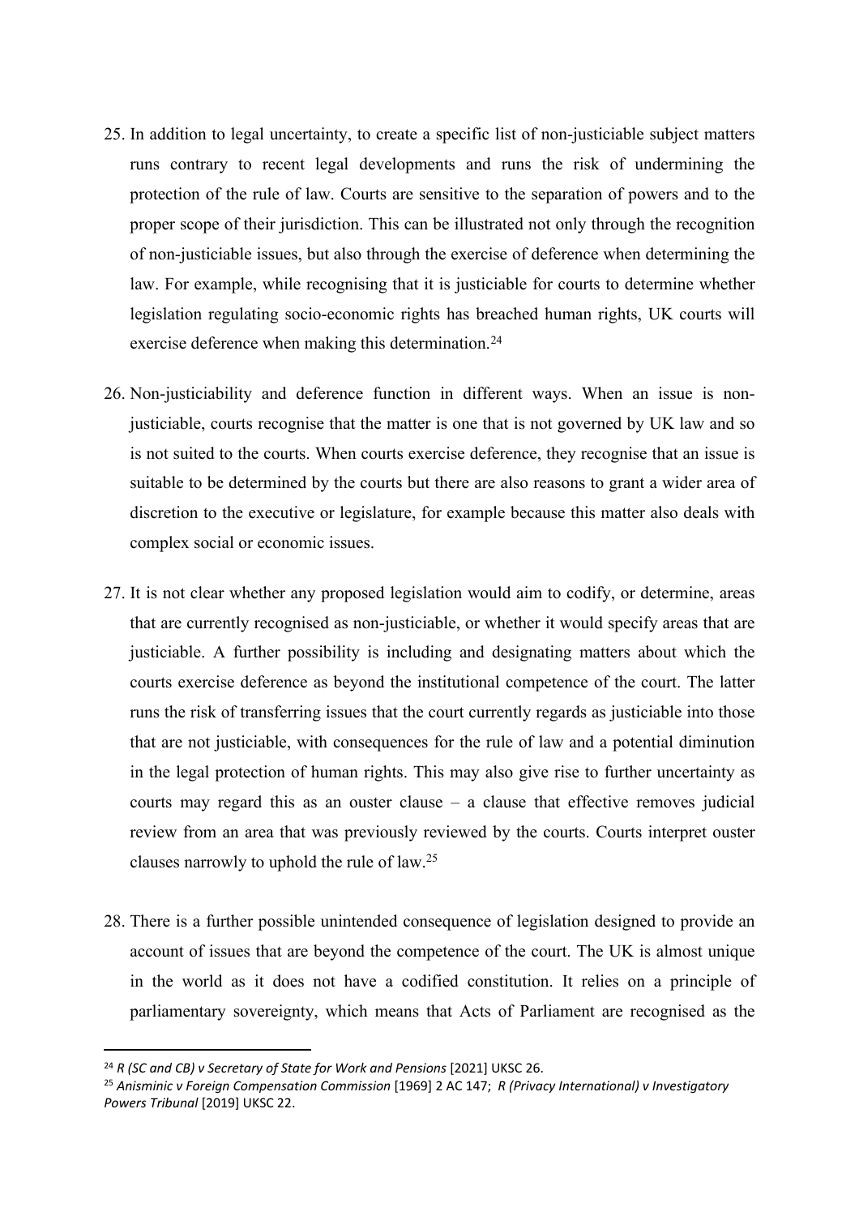25. In addition to legal uncertainty, to create a specific list of non-justiciable subject matters runs contrary to recent legal developments and runs the risk of undermining the protection of the rule of law. Courts are sensitive to the separation of powers and to the proper scope of their jurisdiction. This can be illustrated not only through the recognition of non-justiciable issues, but also through the exercise of deference when determining the law. For example, while recognising that it is justiciable for courts to determine whether legislation regulating socio-economic rights has breached human rights, UK courts will exercise deference when making this determination.[24]

26. Non-justiciability and deference function in different ways. When an issue is non-justiciable, courts recognise that the matter is one that is not governed by UK law and so is not suited to the courts. When courts exercise deference, they recognise that an issue is suitable to be determined by the courts but there are also reasons to grant a wider area of discretion to the executive or legislature, for example because this matter also deals with complex social or economic issues.

27. It is not clear whether any proposed legislation would aim to codify, or determine, areas that are currently recognised as non-justiciable, or whether it would specify areas that are justiciable. A further possibility is including and designating matters about which the courts exercise deference as beyond the institutional competence of the court. The latter runs the risk of transferring issues that the court currently regards as justiciable into those that are not justiciable, with consequences for the rule of law and a potential diminution in the legal protection of human rights. This may also give rise to further uncertainty as courts may regard this as an ouster clause – a clause that effective removes judicial review from an area that was previously reviewed by the courts. Courts interpret ouster clauses narrowly to uphold the rule of law.[25]

28. There is a further possible unintended consequence of legislation designed to provide an account of issues that are beyond the competence of the court. The UK is almost unique in the world as it does not have a codified constitution. It relies on a principle of parliamentary sovereignty, which means that Acts of Parliament are recognised as the

---

[24] *R (SC and CB) v Secretary of State for Work and Pensions* [2021] UKSC 26.

[25] *Anisminic v Foreign Compensation Commission* [1969] 2 AC 147; *R (Privacy International) v Investigatory Powers Tribunal* [2019] UKSC 22.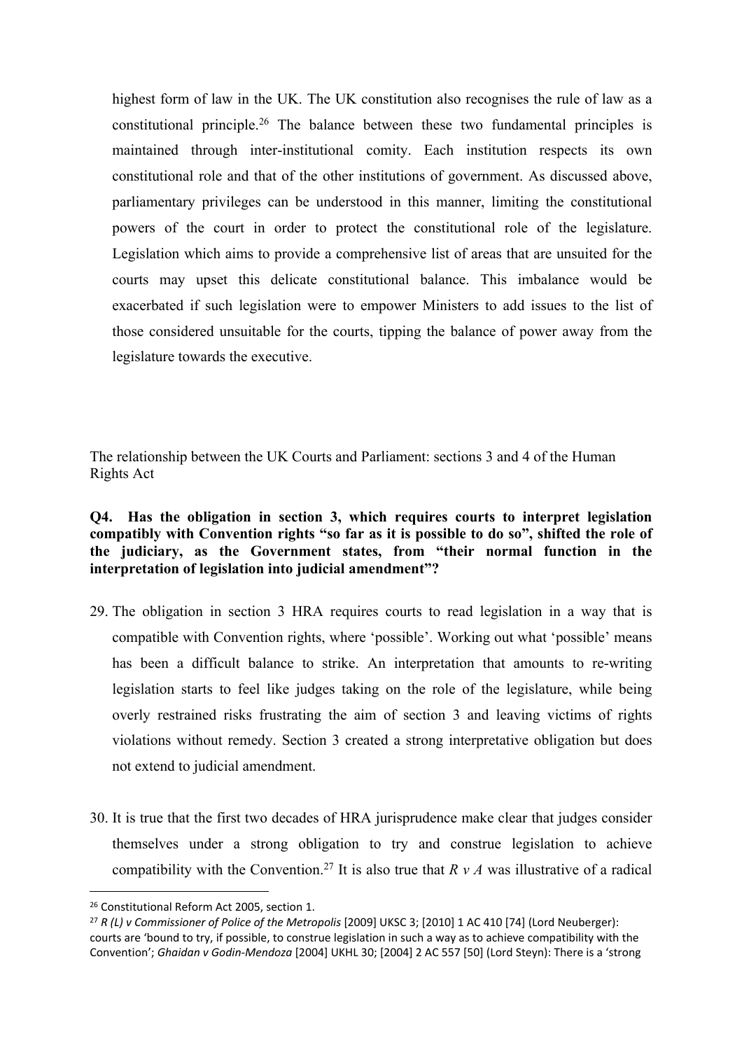highest form of law in the UK. The UK constitution also recognises the rule of law as a constitutional principle.[26] The balance between these two fundamental principles is maintained through inter-institutional comity. Each institution respects its own constitutional role and that of the other institutions of government. As discussed above, parliamentary privileges can be understood in this manner, limiting the constitutional powers of the court in order to protect the constitutional role of the legislature. Legislation which aims to provide a comprehensive list of areas that are unsuited for the courts may upset this delicate constitutional balance. This imbalance would be exacerbated if such legislation were to empower Ministers to add issues to the list of those considered unsuitable for the courts, tipping the balance of power away from the legislature towards the executive.

The relationship between the UK Courts and Parliament: sections 3 and 4 of the Human Rights Act

**Q4. Has the obligation in section 3, which requires courts to interpret legislation compatibly with Convention rights "so far as it is possible to do so", shifted the role of the judiciary, as the Government states, from "their normal function in the interpretation of legislation into judicial amendment"?**

29. The obligation in section 3 HRA requires courts to read legislation in a way that is compatible with Convention rights, where 'possible'. Working out what 'possible' means has been a difficult balance to strike. An interpretation that amounts to re-writing legislation starts to feel like judges taking on the role of the legislature, while being overly restrained risks frustrating the aim of section 3 and leaving victims of rights violations without remedy. Section 3 created a strong interpretative obligation but does not extend to judicial amendment.

30. It is true that the first two decades of HRA jurisprudence make clear that judges consider themselves under a strong obligation to try and construe legislation to achieve compatibility with the Convention.[27] It is also true that *R v A* was illustrative of a radical

[26] Constitutional Reform Act 2005, section 1.

[27] *R (L) v Commissioner of Police of the Metropolis* [2009] UKSC 3; [2010] 1 AC 410 [74] (Lord Neuberger): courts are 'bound to try, if possible, to construe legislation in such a way as to achieve compatibility with the Convention'; *Ghaidan v Godin-Mendoza* [2004] UKHL 30; [2004] 2 AC 557 [50] (Lord Steyn): There is a 'strong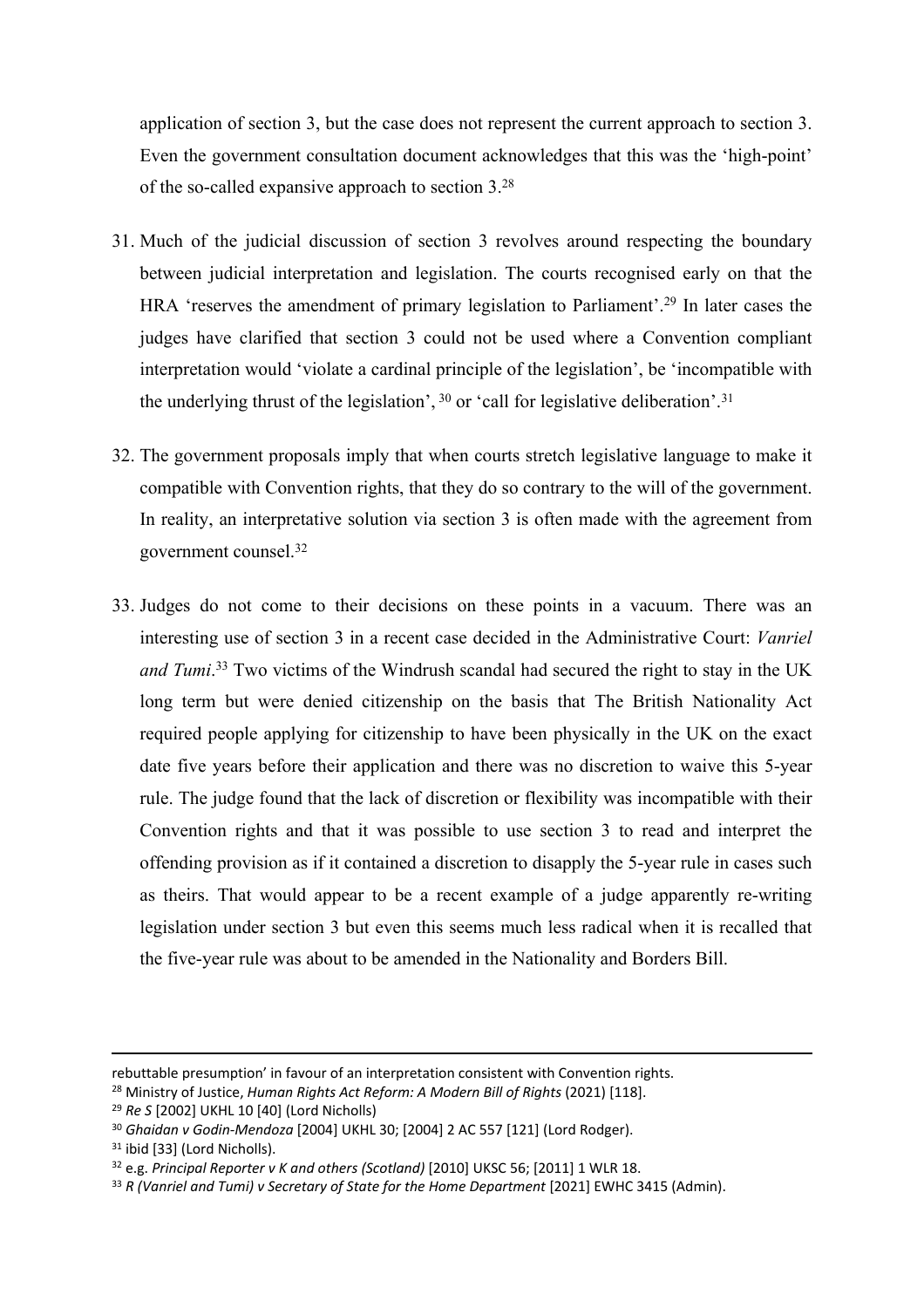application of section 3, but the case does not represent the current approach to section 3. Even the government consultation document acknowledges that this was the 'high-point' of the so-called expansive approach to section 3.[28]

31. Much of the judicial discussion of section 3 revolves around respecting the boundary between judicial interpretation and legislation. The courts recognised early on that the HRA 'reserves the amendment of primary legislation to Parliament'.[29] In later cases the judges have clarified that section 3 could not be used where a Convention compliant interpretation would 'violate a cardinal principle of the legislation', be 'incompatible with the underlying thrust of the legislation', [30] or 'call for legislative deliberation'.[31]

32. The government proposals imply that when courts stretch legislative language to make it compatible with Convention rights, that they do so contrary to the will of the government. In reality, an interpretative solution via section 3 is often made with the agreement from government counsel.[32]

33. Judges do not come to their decisions on these points in a vacuum. There was an interesting use of section 3 in a recent case decided in the Administrative Court: *Vanriel and Tumi*.[33] Two victims of the Windrush scandal had secured the right to stay in the UK long term but were denied citizenship on the basis that The British Nationality Act required people applying for citizenship to have been physically in the UK on the exact date five years before their application and there was no discretion to waive this 5-year rule. The judge found that the lack of discretion or flexibility was incompatible with their Convention rights and that it was possible to use section 3 to read and interpret the offending provision as if it contained a discretion to disapply the 5-year rule in cases such as theirs. That would appear to be a recent example of a judge apparently re-writing legislation under section 3 but even this seems much less radical when it is recalled that the five-year rule was about to be amended in the Nationality and Borders Bill.

---

rebuttable presumption' in favour of an interpretation consistent with Convention rights.

[28] Ministry of Justice, *Human Rights Act Reform: A Modern Bill of Rights* (2021) [118].

[29] *Re S* [2002] UKHL 10 [40] (Lord Nicholls)

[30] *Ghaidan v Godin-Mendoza* [2004] UKHL 30; [2004] 2 AC 557 [121] (Lord Rodger).

[31] ibid [33] (Lord Nicholls).

[32] e.g. *Principal Reporter v K and others (Scotland)* [2010] UKSC 56; [2011] 1 WLR 18.

[33] *R (Vanriel and Tumi) v Secretary of State for the Home Department* [2021] EWHC 3415 (Admin).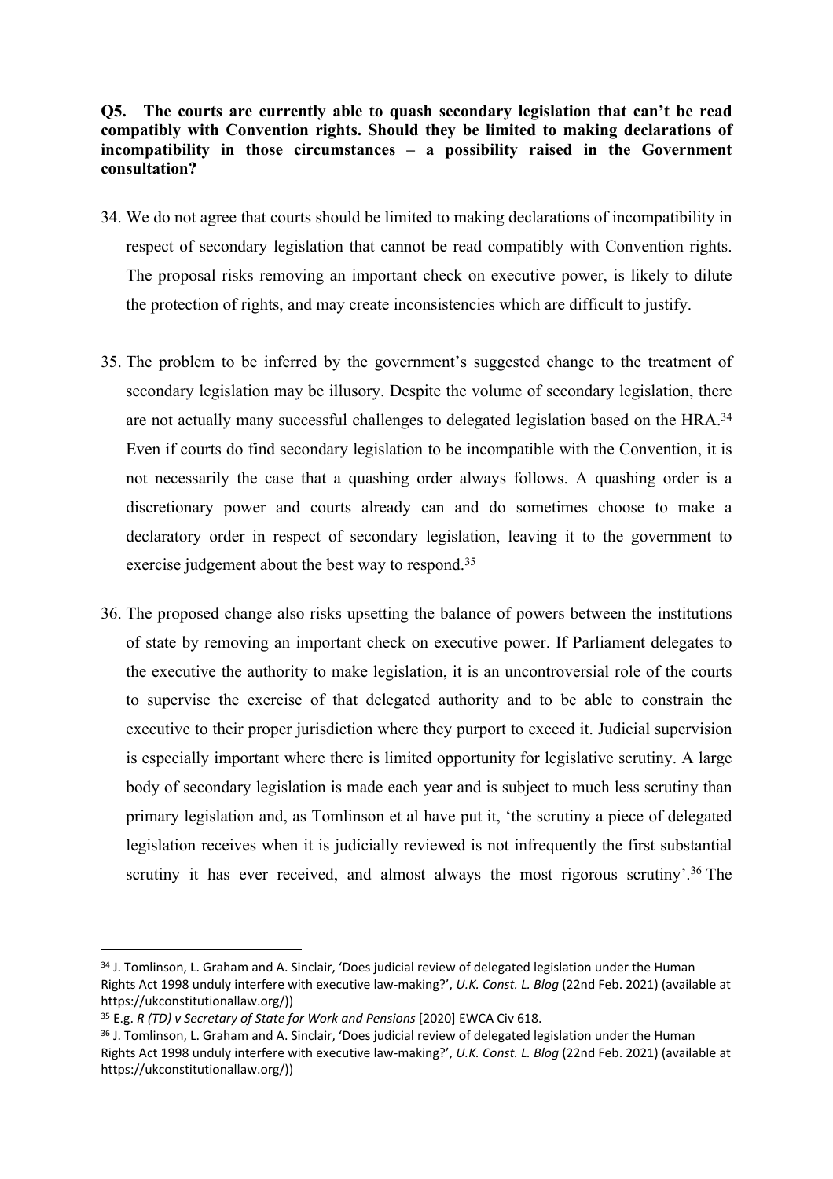**Q5. The courts are currently able to quash secondary legislation that can't be read compatibly with Convention rights. Should they be limited to making declarations of incompatibility in those circumstances – a possibility raised in the Government consultation?**

34. We do not agree that courts should be limited to making declarations of incompatibility in respect of secondary legislation that cannot be read compatibly with Convention rights. The proposal risks removing an important check on executive power, is likely to dilute the protection of rights, and may create inconsistencies which are difficult to justify.

35. The problem to be inferred by the government's suggested change to the treatment of secondary legislation may be illusory. Despite the volume of secondary legislation, there are not actually many successful challenges to delegated legislation based on the HRA.[34] Even if courts do find secondary legislation to be incompatible with the Convention, it is not necessarily the case that a quashing order always follows. A quashing order is a discretionary power and courts already can and do sometimes choose to make a declaratory order in respect of secondary legislation, leaving it to the government to exercise judgement about the best way to respond.[35]

36. The proposed change also risks upsetting the balance of powers between the institutions of state by removing an important check on executive power. If Parliament delegates to the executive the authority to make legislation, it is an uncontroversial role of the courts to supervise the exercise of that delegated authority and to be able to constrain the executive to their proper jurisdiction where they purport to exceed it. Judicial supervision is especially important where there is limited opportunity for legislative scrutiny. A large body of secondary legislation is made each year and is subject to much less scrutiny than primary legislation and, as Tomlinson et al have put it, 'the scrutiny a piece of delegated legislation receives when it is judicially reviewed is not infrequently the first substantial scrutiny it has ever received, and almost always the most rigorous scrutiny'.[36] The

---

[34] J. Tomlinson, L. Graham and A. Sinclair, 'Does judicial review of delegated legislation under the Human Rights Act 1998 unduly interfere with executive law-making?', *U.K. Const. L. Blog* (22nd Feb. 2021) (available at https://ukconstitutionallaw.org/))

[35] E.g. *R (TD) v Secretary of State for Work and Pensions* [2020] EWCA Civ 618.

[36] J. Tomlinson, L. Graham and A. Sinclair, 'Does judicial review of delegated legislation under the Human Rights Act 1998 unduly interfere with executive law-making?', *U.K. Const. L. Blog* (22nd Feb. 2021) (available at https://ukconstitutionallaw.org/))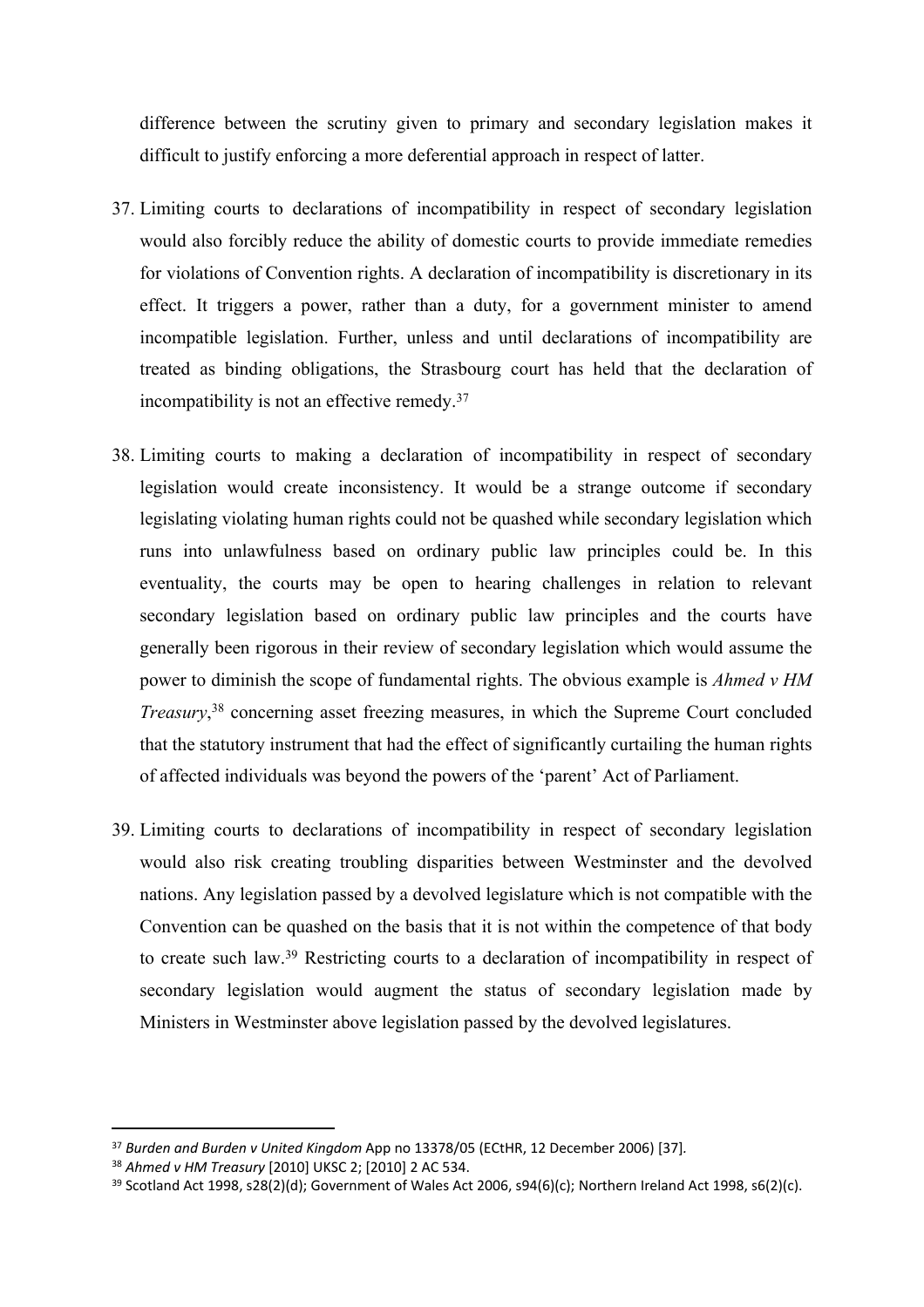difference between the scrutiny given to primary and secondary legislation makes it difficult to justify enforcing a more deferential approach in respect of latter.

37. Limiting courts to declarations of incompatibility in respect of secondary legislation would also forcibly reduce the ability of domestic courts to provide immediate remedies for violations of Convention rights. A declaration of incompatibility is discretionary in its effect. It triggers a power, rather than a duty, for a government minister to amend incompatible legislation. Further, unless and until declarations of incompatibility are treated as binding obligations, the Strasbourg court has held that the declaration of incompatibility is not an effective remedy.[37]

38. Limiting courts to making a declaration of incompatibility in respect of secondary legislation would create inconsistency. It would be a strange outcome if secondary legislating violating human rights could not be quashed while secondary legislation which runs into unlawfulness based on ordinary public law principles could be. In this eventuality, the courts may be open to hearing challenges in relation to relevant secondary legislation based on ordinary public law principles and the courts have generally been rigorous in their review of secondary legislation which would assume the power to diminish the scope of fundamental rights. The obvious example is *Ahmed v HM Treasury*,[38] concerning asset freezing measures, in which the Supreme Court concluded that the statutory instrument that had the effect of significantly curtailing the human rights of affected individuals was beyond the powers of the 'parent' Act of Parliament.

39. Limiting courts to declarations of incompatibility in respect of secondary legislation would also risk creating troubling disparities between Westminster and the devolved nations. Any legislation passed by a devolved legislature which is not compatible with the Convention can be quashed on the basis that it is not within the competence of that body to create such law.[39] Restricting courts to a declaration of incompatibility in respect of secondary legislation would augment the status of secondary legislation made by Ministers in Westminster above legislation passed by the devolved legislatures.

---

[37] *Burden and Burden v United Kingdom* App no 13378/05 (ECtHR, 12 December 2006) [37].

[38] *Ahmed v HM Treasury* [2010] UKSC 2; [2010] 2 AC 534.

[39] Scotland Act 1998, s28(2)(d); Government of Wales Act 2006, s94(6)(c); Northern Ireland Act 1998, s6(2)(c).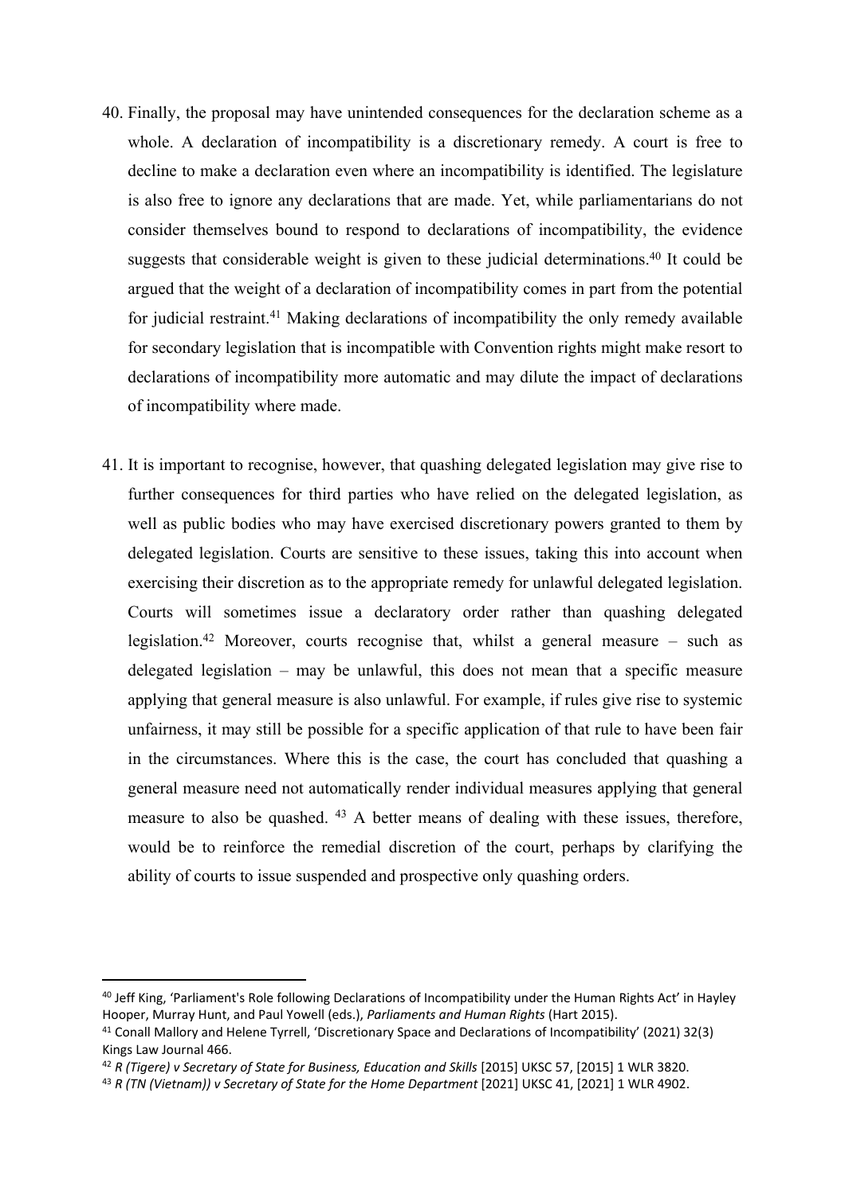40. Finally, the proposal may have unintended consequences for the declaration scheme as a whole. A declaration of incompatibility is a discretionary remedy. A court is free to decline to make a declaration even where an incompatibility is identified. The legislature is also free to ignore any declarations that are made. Yet, while parliamentarians do not consider themselves bound to respond to declarations of incompatibility, the evidence suggests that considerable weight is given to these judicial determinations.[40] It could be argued that the weight of a declaration of incompatibility comes in part from the potential for judicial restraint.[41] Making declarations of incompatibility the only remedy available for secondary legislation that is incompatible with Convention rights might make resort to declarations of incompatibility more automatic and may dilute the impact of declarations of incompatibility where made.

41. It is important to recognise, however, that quashing delegated legislation may give rise to further consequences for third parties who have relied on the delegated legislation, as well as public bodies who may have exercised discretionary powers granted to them by delegated legislation. Courts are sensitive to these issues, taking this into account when exercising their discretion as to the appropriate remedy for unlawful delegated legislation. Courts will sometimes issue a declaratory order rather than quashing delegated legislation.[42] Moreover, courts recognise that, whilst a general measure – such as delegated legislation – may be unlawful, this does not mean that a specific measure applying that general measure is also unlawful. For example, if rules give rise to systemic unfairness, it may still be possible for a specific application of that rule to have been fair in the circumstances. Where this is the case, the court has concluded that quashing a general measure need not automatically render individual measures applying that general measure to also be quashed. [43] A better means of dealing with these issues, therefore, would be to reinforce the remedial discretion of the court, perhaps by clarifying the ability of courts to issue suspended and prospective only quashing orders.

---

[40] Jeff King, 'Parliament's Role following Declarations of Incompatibility under the Human Rights Act' in Hayley Hooper, Murray Hunt, and Paul Yowell (eds.), *Parliaments and Human Rights* (Hart 2015).

[41] Conall Mallory and Helene Tyrrell, 'Discretionary Space and Declarations of Incompatibility' (2021) 32(3) Kings Law Journal 466.

[42] *R (Tigere) v Secretary of State for Business, Education and Skills* [2015] UKSC 57, [2015] 1 WLR 3820.

[43] *R (TN (Vietnam)) v Secretary of State for the Home Department* [2021] UKSC 41, [2021] 1 WLR 4902.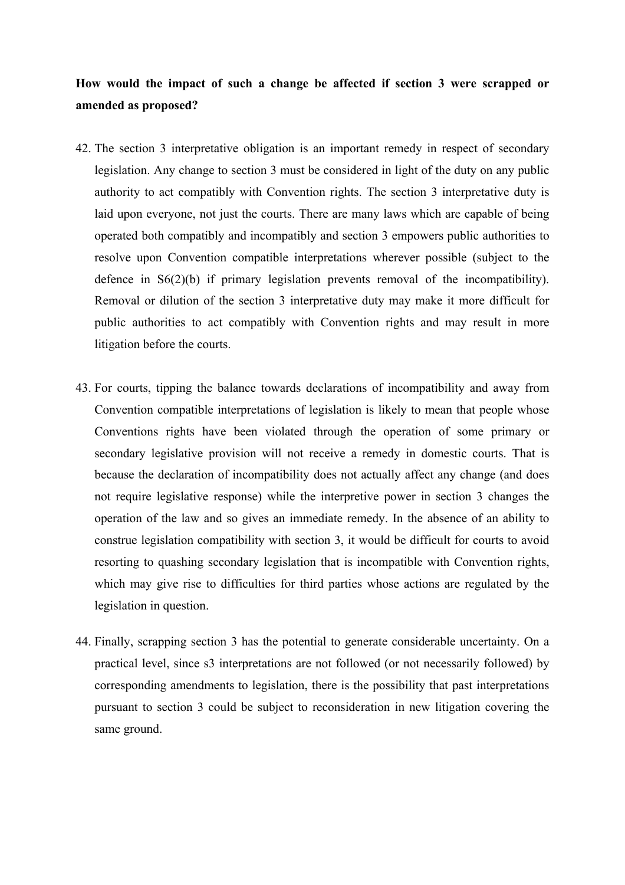**How would the impact of such a change be affected if section 3 were scrapped or amended as proposed?**

42. The section 3 interpretative obligation is an important remedy in respect of secondary legislation. Any change to section 3 must be considered in light of the duty on any public authority to act compatibly with Convention rights. The section 3 interpretative duty is laid upon everyone, not just the courts. There are many laws which are capable of being operated both compatibly and incompatibly and section 3 empowers public authorities to resolve upon Convention compatible interpretations wherever possible (subject to the defence in S6(2)(b) if primary legislation prevents removal of the incompatibility). Removal or dilution of the section 3 interpretative duty may make it more difficult for public authorities to act compatibly with Convention rights and may result in more litigation before the courts.

43. For courts, tipping the balance towards declarations of incompatibility and away from Convention compatible interpretations of legislation is likely to mean that people whose Conventions rights have been violated through the operation of some primary or secondary legislative provision will not receive a remedy in domestic courts. That is because the declaration of incompatibility does not actually affect any change (and does not require legislative response) while the interpretive power in section 3 changes the operation of the law and so gives an immediate remedy. In the absence of an ability to construe legislation compatibility with section 3, it would be difficult for courts to avoid resorting to quashing secondary legislation that is incompatible with Convention rights, which may give rise to difficulties for third parties whose actions are regulated by the legislation in question.

44. Finally, scrapping section 3 has the potential to generate considerable uncertainty. On a practical level, since s3 interpretations are not followed (or not necessarily followed) by corresponding amendments to legislation, there is the possibility that past interpretations pursuant to section 3 could be subject to reconsideration in new litigation covering the same ground.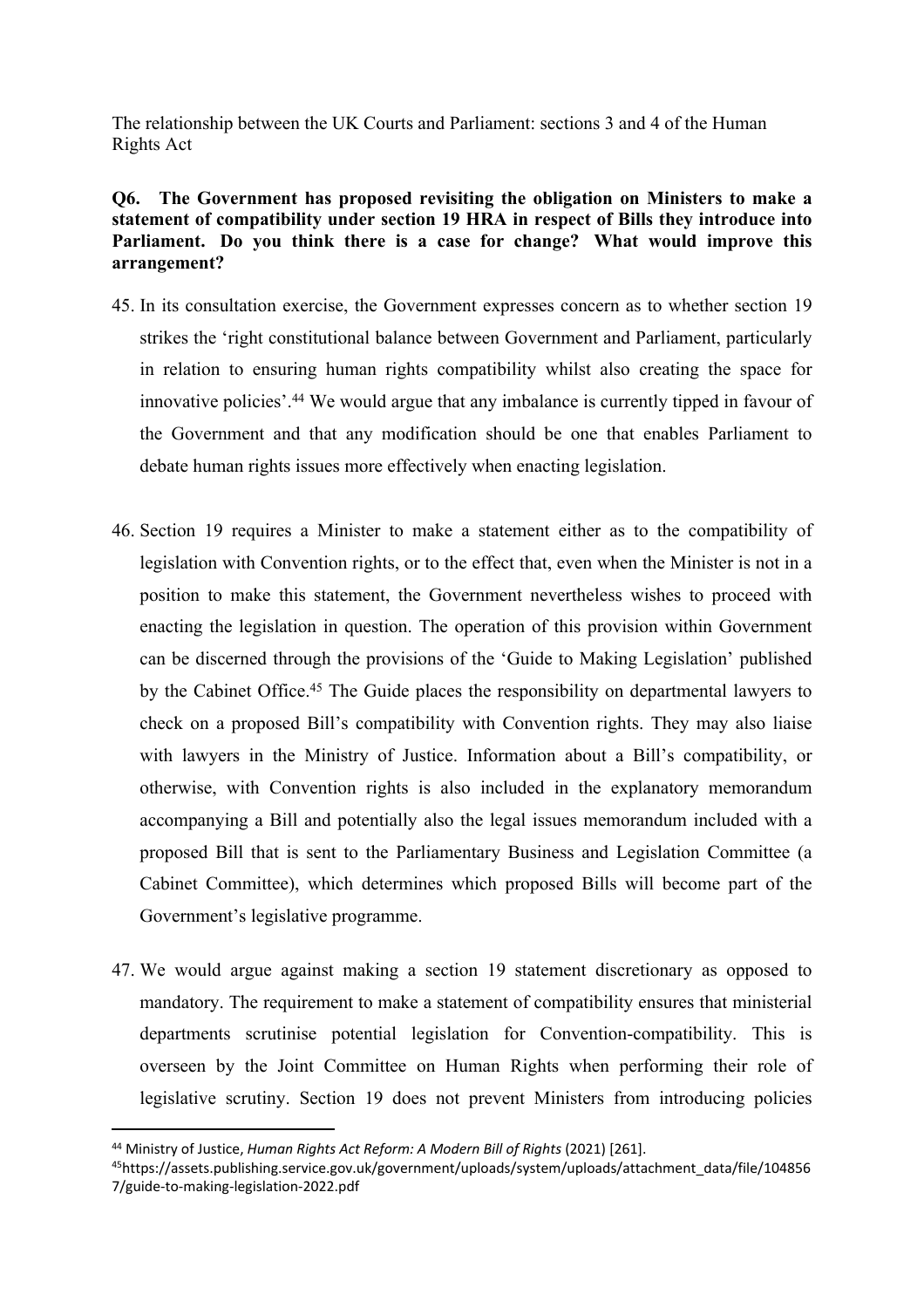The relationship between the UK Courts and Parliament: sections 3 and 4 of the Human Rights Act

**Q6. The Government has proposed revisiting the obligation on Ministers to make a statement of compatibility under section 19 HRA in respect of Bills they introduce into Parliament. Do you think there is a case for change? What would improve this arrangement?**

45. In its consultation exercise, the Government expresses concern as to whether section 19 strikes the 'right constitutional balance between Government and Parliament, particularly in relation to ensuring human rights compatibility whilst also creating the space for innovative policies'.[44] We would argue that any imbalance is currently tipped in favour of the Government and that any modification should be one that enables Parliament to debate human rights issues more effectively when enacting legislation.

46. Section 19 requires a Minister to make a statement either as to the compatibility of legislation with Convention rights, or to the effect that, even when the Minister is not in a position to make this statement, the Government nevertheless wishes to proceed with enacting the legislation in question. The operation of this provision within Government can be discerned through the provisions of the 'Guide to Making Legislation' published by the Cabinet Office.[45] The Guide places the responsibility on departmental lawyers to check on a proposed Bill's compatibility with Convention rights. They may also liaise with lawyers in the Ministry of Justice. Information about a Bill's compatibility, or otherwise, with Convention rights is also included in the explanatory memorandum accompanying a Bill and potentially also the legal issues memorandum included with a proposed Bill that is sent to the Parliamentary Business and Legislation Committee (a Cabinet Committee), which determines which proposed Bills will become part of the Government's legislative programme.

47. We would argue against making a section 19 statement discretionary as opposed to mandatory. The requirement to make a statement of compatibility ensures that ministerial departments scrutinise potential legislation for Convention-compatibility. This is overseen by the Joint Committee on Human Rights when performing their role of legislative scrutiny. Section 19 does not prevent Ministers from introducing policies

[44] Ministry of Justice, *Human Rights Act Reform: A Modern Bill of Rights* (2021) [261].

[45] https://assets.publishing.service.gov.uk/government/uploads/system/uploads/attachment_data/file/1048567/guide-to-making-legislation-2022.pdf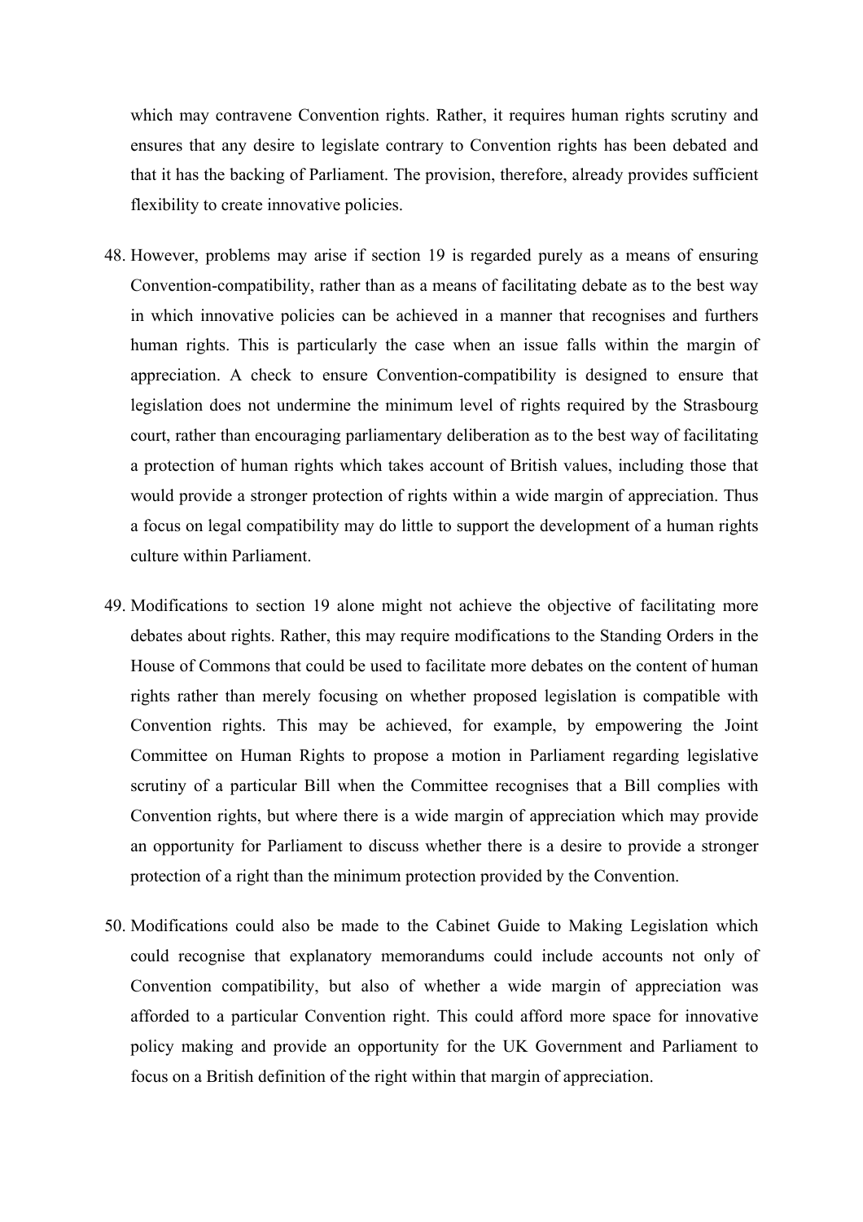which may contravene Convention rights. Rather, it requires human rights scrutiny and ensures that any desire to legislate contrary to Convention rights has been debated and that it has the backing of Parliament. The provision, therefore, already provides sufficient flexibility to create innovative policies.

48. However, problems may arise if section 19 is regarded purely as a means of ensuring Convention-compatibility, rather than as a means of facilitating debate as to the best way in which innovative policies can be achieved in a manner that recognises and furthers human rights. This is particularly the case when an issue falls within the margin of appreciation. A check to ensure Convention-compatibility is designed to ensure that legislation does not undermine the minimum level of rights required by the Strasbourg court, rather than encouraging parliamentary deliberation as to the best way of facilitating a protection of human rights which takes account of British values, including those that would provide a stronger protection of rights within a wide margin of appreciation. Thus a focus on legal compatibility may do little to support the development of a human rights culture within Parliament.

49. Modifications to section 19 alone might not achieve the objective of facilitating more debates about rights. Rather, this may require modifications to the Standing Orders in the House of Commons that could be used to facilitate more debates on the content of human rights rather than merely focusing on whether proposed legislation is compatible with Convention rights. This may be achieved, for example, by empowering the Joint Committee on Human Rights to propose a motion in Parliament regarding legislative scrutiny of a particular Bill when the Committee recognises that a Bill complies with Convention rights, but where there is a wide margin of appreciation which may provide an opportunity for Parliament to discuss whether there is a desire to provide a stronger protection of a right than the minimum protection provided by the Convention.

50. Modifications could also be made to the Cabinet Guide to Making Legislation which could recognise that explanatory memorandums could include accounts not only of Convention compatibility, but also of whether a wide margin of appreciation was afforded to a particular Convention right. This could afford more space for innovative policy making and provide an opportunity for the UK Government and Parliament to focus on a British definition of the right within that margin of appreciation.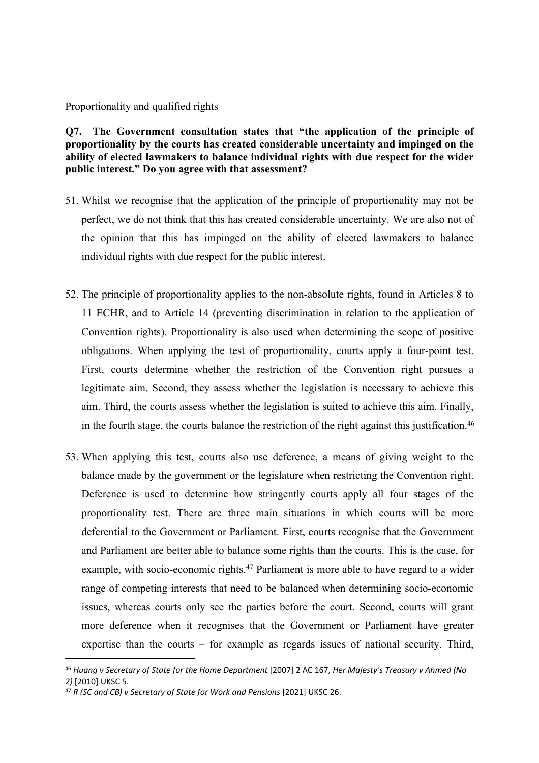Proportionality and qualified rights

**Q7. The Government consultation states that "the application of the principle of proportionality by the courts has created considerable uncertainty and impinged on the ability of elected lawmakers to balance individual rights with due respect for the wider public interest." Do you agree with that assessment?**

51. Whilst we recognise that the application of the principle of proportionality may not be perfect, we do not think that this has created considerable uncertainty. We are also not of the opinion that this has impinged on the ability of elected lawmakers to balance individual rights with due respect for the public interest.

52. The principle of proportionality applies to the non-absolute rights, found in Articles 8 to 11 ECHR, and to Article 14 (preventing discrimination in relation to the application of Convention rights). Proportionality is also used when determining the scope of positive obligations. When applying the test of proportionality, courts apply a four-point test. First, courts determine whether the restriction of the Convention right pursues a legitimate aim. Second, they assess whether the legislation is necessary to achieve this aim. Third, the courts assess whether the legislation is suited to achieve this aim. Finally, in the fourth stage, the courts balance the restriction of the right against this justification.[46]

53. When applying this test, courts also use deference, a means of giving weight to the balance made by the government or the legislature when restricting the Convention right. Deference is used to determine how stringently courts apply all four stages of the proportionality test. There are three main situations in which courts will be more deferential to the Government or Parliament. First, courts recognise that the Government and Parliament are better able to balance some rights than the courts. This is the case, for example, with socio-economic rights.[47] Parliament is more able to have regard to a wider range of competing interests that need to be balanced when determining socio-economic issues, whereas courts only see the parties before the court. Second, courts will grant more deference when it recognises that the Government or Parliament have greater expertise than the courts – for example as regards issues of national security. Third,

---

[46] *Huang v Secretary of State for the Home Department* [2007] 2 AC 167, *Her Majesty's Treasury v Ahmed (No 2)* [2010] UKSC 5.

[47] *R (SC and CB) v Secretary of State for Work and Pensions* [2021] UKSC 26.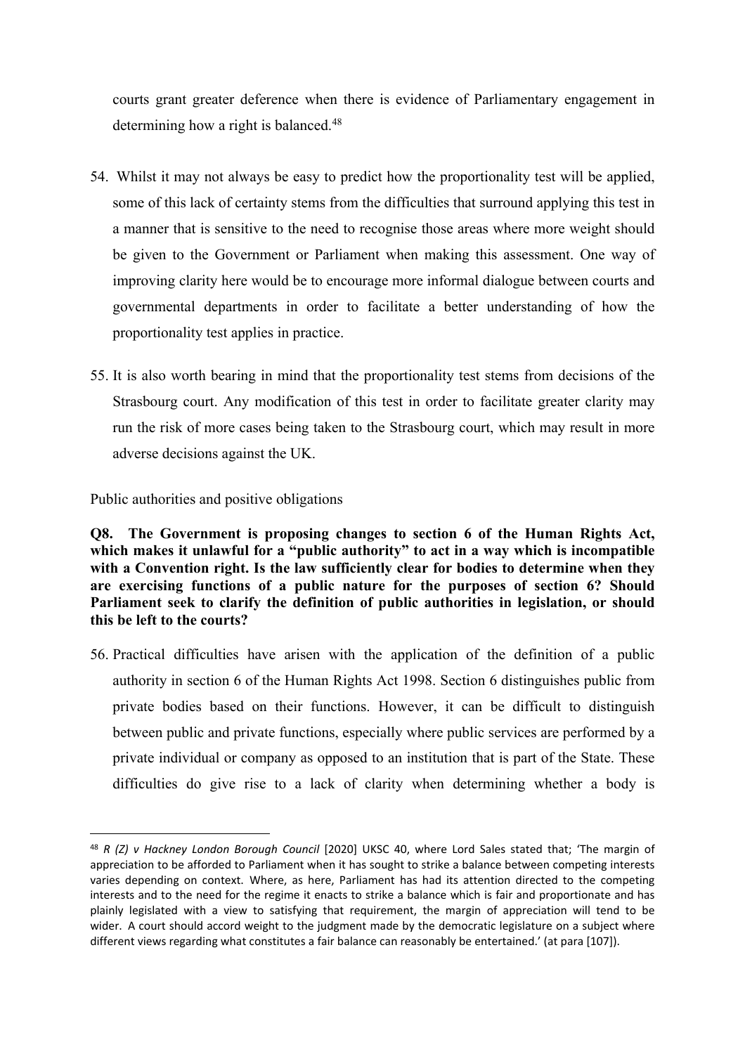courts grant greater deference when there is evidence of Parliamentary engagement in determining how a right is balanced.[48]

54. Whilst it may not always be easy to predict how the proportionality test will be applied, some of this lack of certainty stems from the difficulties that surround applying this test in a manner that is sensitive to the need to recognise those areas where more weight should be given to the Government or Parliament when making this assessment. One way of improving clarity here would be to encourage more informal dialogue between courts and governmental departments in order to facilitate a better understanding of how the proportionality test applies in practice.

55. It is also worth bearing in mind that the proportionality test stems from decisions of the Strasbourg court. Any modification of this test in order to facilitate greater clarity may run the risk of more cases being taken to the Strasbourg court, which may result in more adverse decisions against the UK.

Public authorities and positive obligations

**Q8. The Government is proposing changes to section 6 of the Human Rights Act, which makes it unlawful for a "public authority" to act in a way which is incompatible with a Convention right. Is the law sufficiently clear for bodies to determine when they are exercising functions of a public nature for the purposes of section 6? Should Parliament seek to clarify the definition of public authorities in legislation, or should this be left to the courts?**

56. Practical difficulties have arisen with the application of the definition of a public authority in section 6 of the Human Rights Act 1998. Section 6 distinguishes public from private bodies based on their functions. However, it can be difficult to distinguish between public and private functions, especially where public services are performed by a private individual or company as opposed to an institution that is part of the State. These difficulties do give rise to a lack of clarity when determining whether a body is

---

[48] *R (Z) v Hackney London Borough Council* [2020] UKSC 40, where Lord Sales stated that; 'The margin of appreciation to be afforded to Parliament when it has sought to strike a balance between competing interests varies depending on context. Where, as here, Parliament has had its attention directed to the competing interests and to the need for the regime it enacts to strike a balance which is fair and proportionate and has plainly legislated with a view to satisfying that requirement, the margin of appreciation will tend to be wider. A court should accord weight to the judgment made by the democratic legislature on a subject where different views regarding what constitutes a fair balance can reasonably be entertained.' (at para [107]).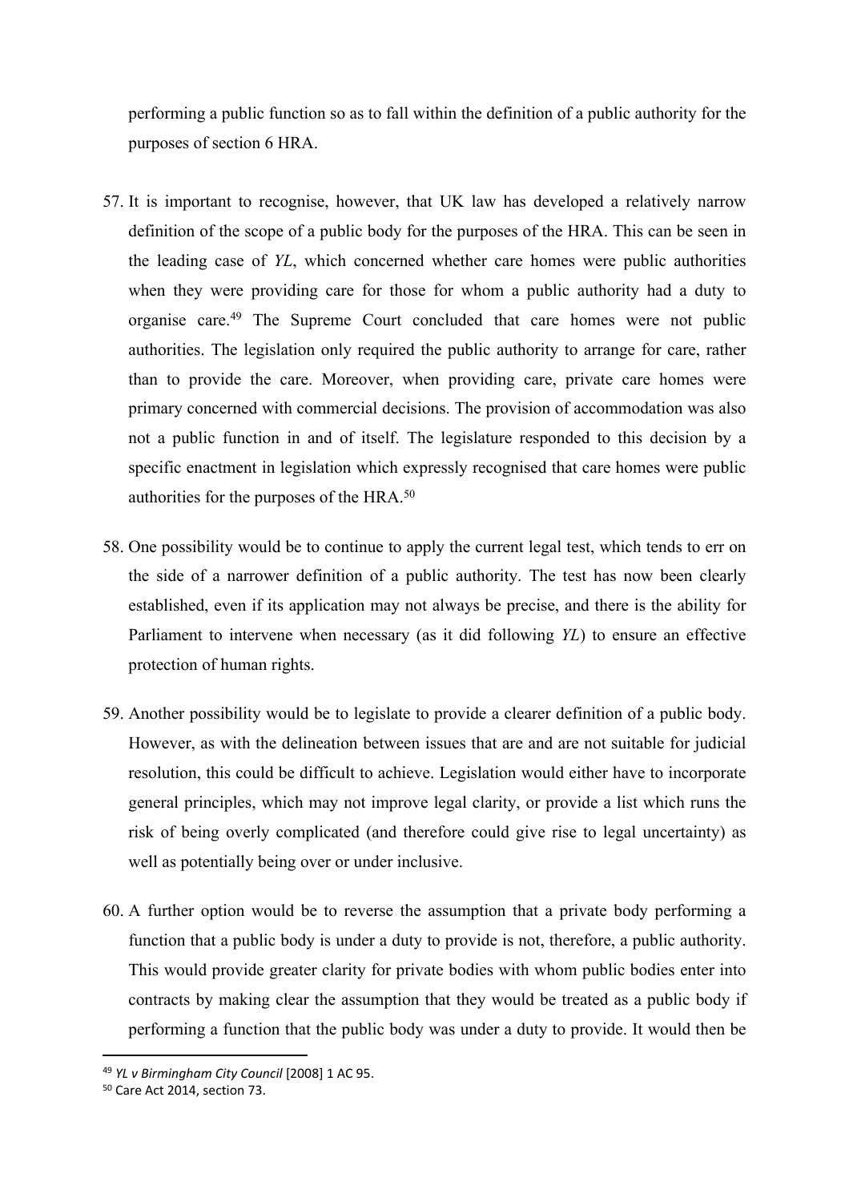performing a public function so as to fall within the definition of a public authority for the purposes of section 6 HRA.

57. It is important to recognise, however, that UK law has developed a relatively narrow definition of the scope of a public body for the purposes of the HRA. This can be seen in the leading case of *YL*, which concerned whether care homes were public authorities when they were providing care for those for whom a public authority had a duty to organise care.[49] The Supreme Court concluded that care homes were not public authorities. The legislation only required the public authority to arrange for care, rather than to provide the care. Moreover, when providing care, private care homes were primary concerned with commercial decisions. The provision of accommodation was also not a public function in and of itself. The legislature responded to this decision by a specific enactment in legislation which expressly recognised that care homes were public authorities for the purposes of the HRA.[50]

58. One possibility would be to continue to apply the current legal test, which tends to err on the side of a narrower definition of a public authority. The test has now been clearly established, even if its application may not always be precise, and there is the ability for Parliament to intervene when necessary (as it did following *YL*) to ensure an effective protection of human rights.

59. Another possibility would be to legislate to provide a clearer definition of a public body. However, as with the delineation between issues that are and are not suitable for judicial resolution, this could be difficult to achieve. Legislation would either have to incorporate general principles, which may not improve legal clarity, or provide a list which runs the risk of being overly complicated (and therefore could give rise to legal uncertainty) as well as potentially being over or under inclusive.

60. A further option would be to reverse the assumption that a private body performing a function that a public body is under a duty to provide is not, therefore, a public authority. This would provide greater clarity for private bodies with whom public bodies enter into contracts by making clear the assumption that they would be treated as a public body if performing a function that the public body was under a duty to provide. It would then be

---

[49] *YL v Birmingham City Council* [2008] 1 AC 95.

[50] Care Act 2014, section 73.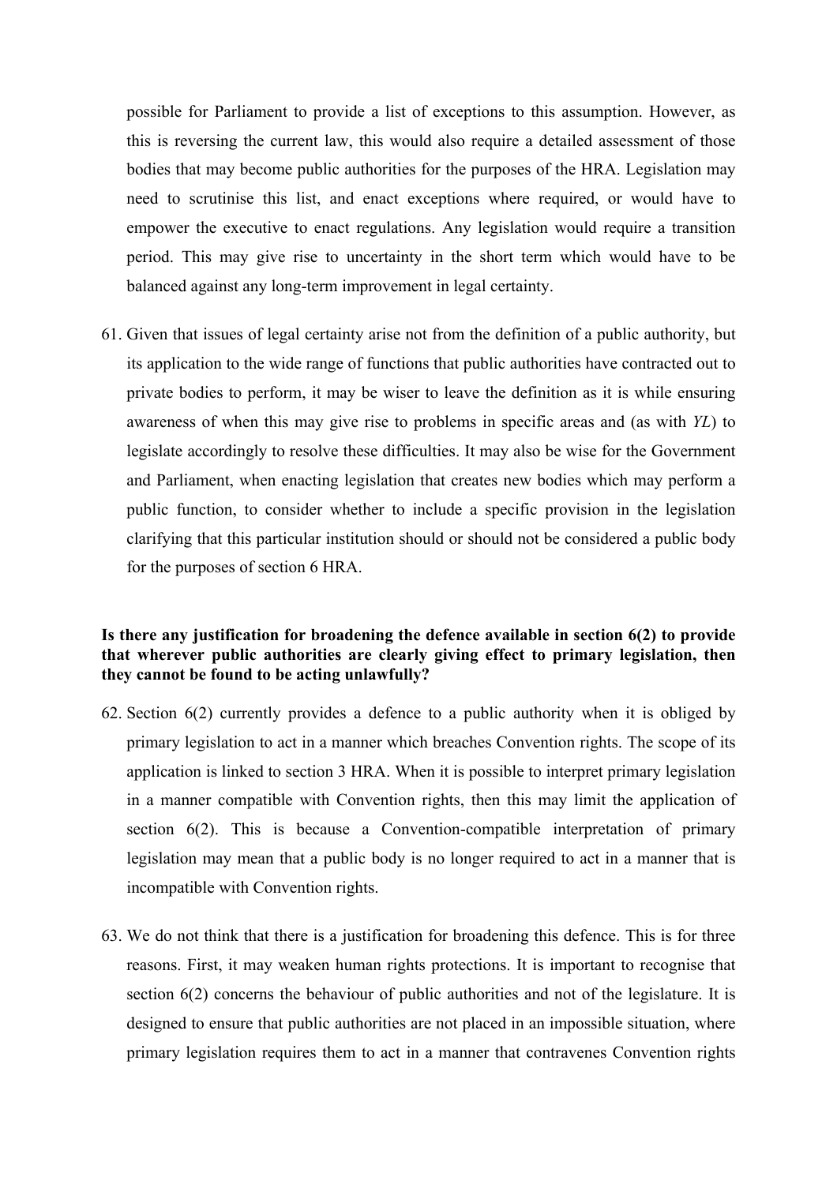possible for Parliament to provide a list of exceptions to this assumption. However, as this is reversing the current law, this would also require a detailed assessment of those bodies that may become public authorities for the purposes of the HRA. Legislation may need to scrutinise this list, and enact exceptions where required, or would have to empower the executive to enact regulations. Any legislation would require a transition period. This may give rise to uncertainty in the short term which would have to be balanced against any long-term improvement in legal certainty.

61. Given that issues of legal certainty arise not from the definition of a public authority, but its application to the wide range of functions that public authorities have contracted out to private bodies to perform, it may be wiser to leave the definition as it is while ensuring awareness of when this may give rise to problems in specific areas and (as with *YL*) to legislate accordingly to resolve these difficulties. It may also be wise for the Government and Parliament, when enacting legislation that creates new bodies which may perform a public function, to consider whether to include a specific provision in the legislation clarifying that this particular institution should or should not be considered a public body for the purposes of section 6 HRA.

**Is there any justification for broadening the defence available in section 6(2) to provide that wherever public authorities are clearly giving effect to primary legislation, then they cannot be found to be acting unlawfully?**

62. Section 6(2) currently provides a defence to a public authority when it is obliged by primary legislation to act in a manner which breaches Convention rights. The scope of its application is linked to section 3 HRA. When it is possible to interpret primary legislation in a manner compatible with Convention rights, then this may limit the application of section 6(2). This is because a Convention-compatible interpretation of primary legislation may mean that a public body is no longer required to act in a manner that is incompatible with Convention rights.

63. We do not think that there is a justification for broadening this defence. This is for three reasons. First, it may weaken human rights protections. It is important to recognise that section 6(2) concerns the behaviour of public authorities and not of the legislature. It is designed to ensure that public authorities are not placed in an impossible situation, where primary legislation requires them to act in a manner that contravenes Convention rights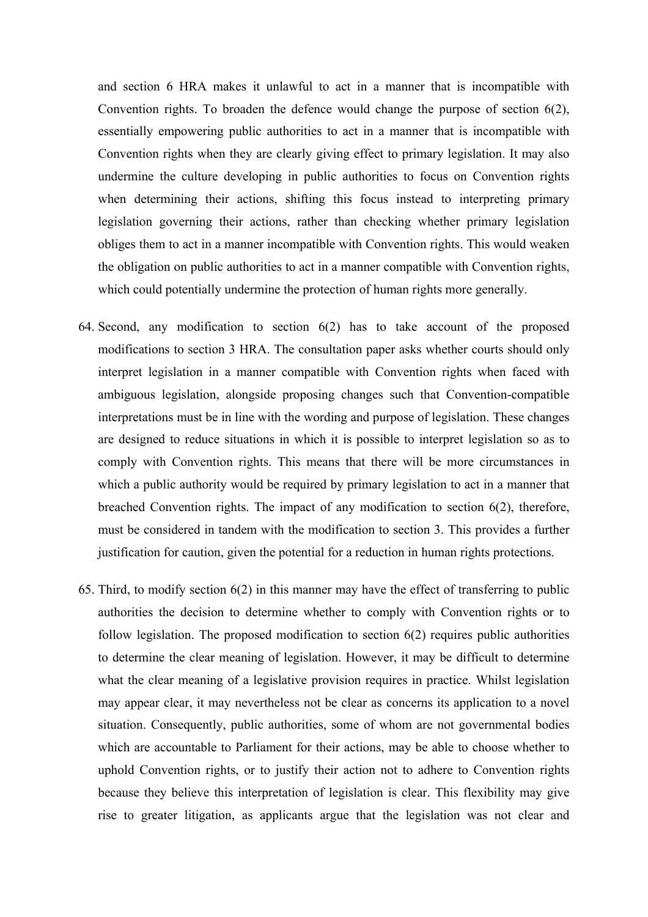and section 6 HRA makes it unlawful to act in a manner that is incompatible with Convention rights. To broaden the defence would change the purpose of section 6(2), essentially empowering public authorities to act in a manner that is incompatible with Convention rights when they are clearly giving effect to primary legislation. It may also undermine the culture developing in public authorities to focus on Convention rights when determining their actions, shifting this focus instead to interpreting primary legislation governing their actions, rather than checking whether primary legislation obliges them to act in a manner incompatible with Convention rights. This would weaken the obligation on public authorities to act in a manner compatible with Convention rights, which could potentially undermine the protection of human rights more generally.

64. Second, any modification to section 6(2) has to take account of the proposed modifications to section 3 HRA. The consultation paper asks whether courts should only interpret legislation in a manner compatible with Convention rights when faced with ambiguous legislation, alongside proposing changes such that Convention-compatible interpretations must be in line with the wording and purpose of legislation. These changes are designed to reduce situations in which it is possible to interpret legislation so as to comply with Convention rights. This means that there will be more circumstances in which a public authority would be required by primary legislation to act in a manner that breached Convention rights. The impact of any modification to section 6(2), therefore, must be considered in tandem with the modification to section 3. This provides a further justification for caution, given the potential for a reduction in human rights protections.

65. Third, to modify section 6(2) in this manner may have the effect of transferring to public authorities the decision to determine whether to comply with Convention rights or to follow legislation. The proposed modification to section 6(2) requires public authorities to determine the clear meaning of legislation. However, it may be difficult to determine what the clear meaning of a legislative provision requires in practice. Whilst legislation may appear clear, it may nevertheless not be clear as concerns its application to a novel situation. Consequently, public authorities, some of whom are not governmental bodies which are accountable to Parliament for their actions, may be able to choose whether to uphold Convention rights, or to justify their action not to adhere to Convention rights because they believe this interpretation of legislation is clear. This flexibility may give rise to greater litigation, as applicants argue that the legislation was not clear and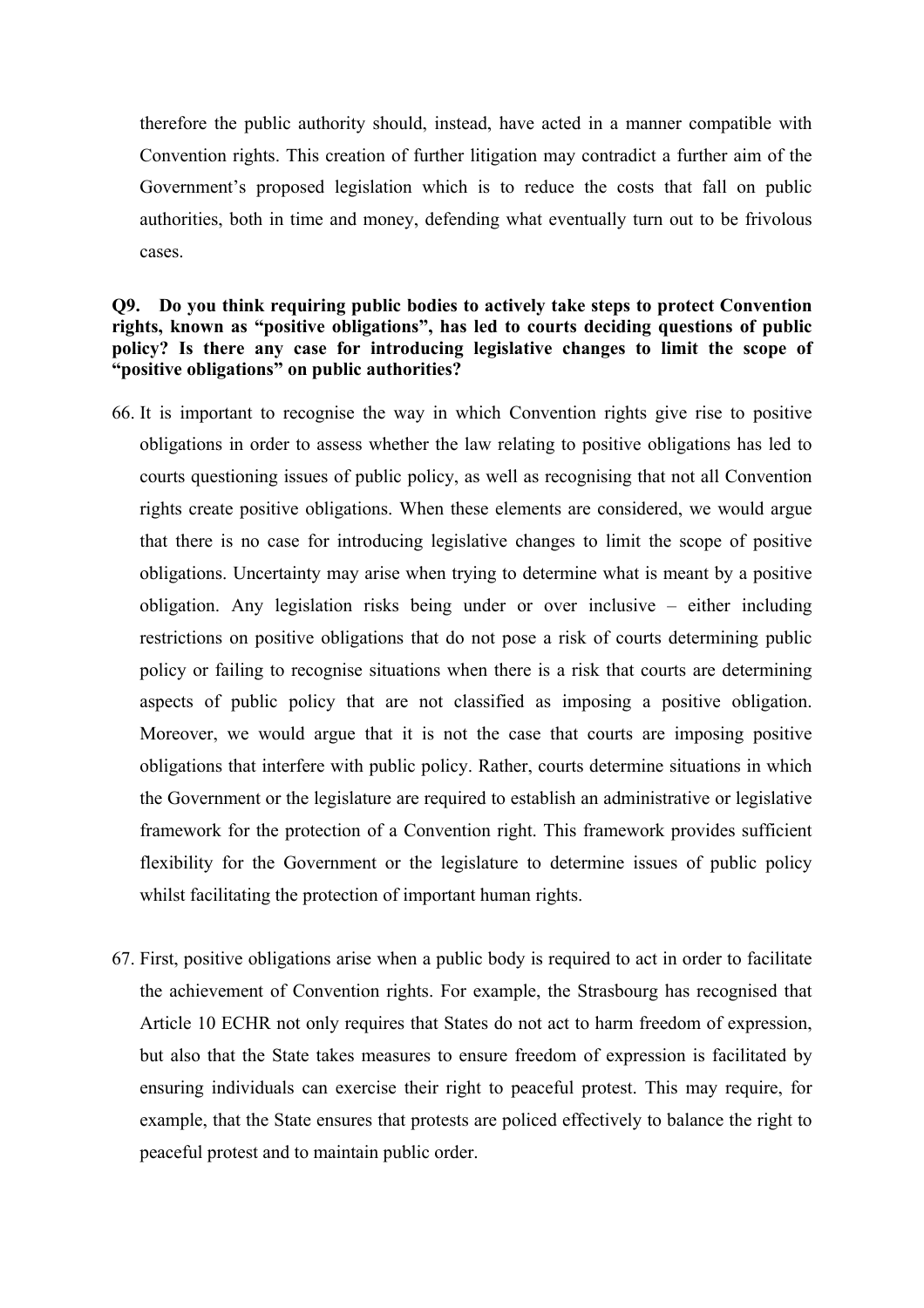therefore the public authority should, instead, have acted in a manner compatible with Convention rights. This creation of further litigation may contradict a further aim of the Government's proposed legislation which is to reduce the costs that fall on public authorities, both in time and money, defending what eventually turn out to be frivolous cases.

**Q9. Do you think requiring public bodies to actively take steps to protect Convention rights, known as "positive obligations", has led to courts deciding questions of public policy? Is there any case for introducing legislative changes to limit the scope of "positive obligations" on public authorities?**

66. It is important to recognise the way in which Convention rights give rise to positive obligations in order to assess whether the law relating to positive obligations has led to courts questioning issues of public policy, as well as recognising that not all Convention rights create positive obligations. When these elements are considered, we would argue that there is no case for introducing legislative changes to limit the scope of positive obligations. Uncertainty may arise when trying to determine what is meant by a positive obligation. Any legislation risks being under or over inclusive – either including restrictions on positive obligations that do not pose a risk of courts determining public policy or failing to recognise situations when there is a risk that courts are determining aspects of public policy that are not classified as imposing a positive obligation. Moreover, we would argue that it is not the case that courts are imposing positive obligations that interfere with public policy. Rather, courts determine situations in which the Government or the legislature are required to establish an administrative or legislative framework for the protection of a Convention right. This framework provides sufficient flexibility for the Government or the legislature to determine issues of public policy whilst facilitating the protection of important human rights.

67. First, positive obligations arise when a public body is required to act in order to facilitate the achievement of Convention rights. For example, the Strasbourg has recognised that Article 10 ECHR not only requires that States do not act to harm freedom of expression, but also that the State takes measures to ensure freedom of expression is facilitated by ensuring individuals can exercise their right to peaceful protest. This may require, for example, that the State ensures that protests are policed effectively to balance the right to peaceful protest and to maintain public order.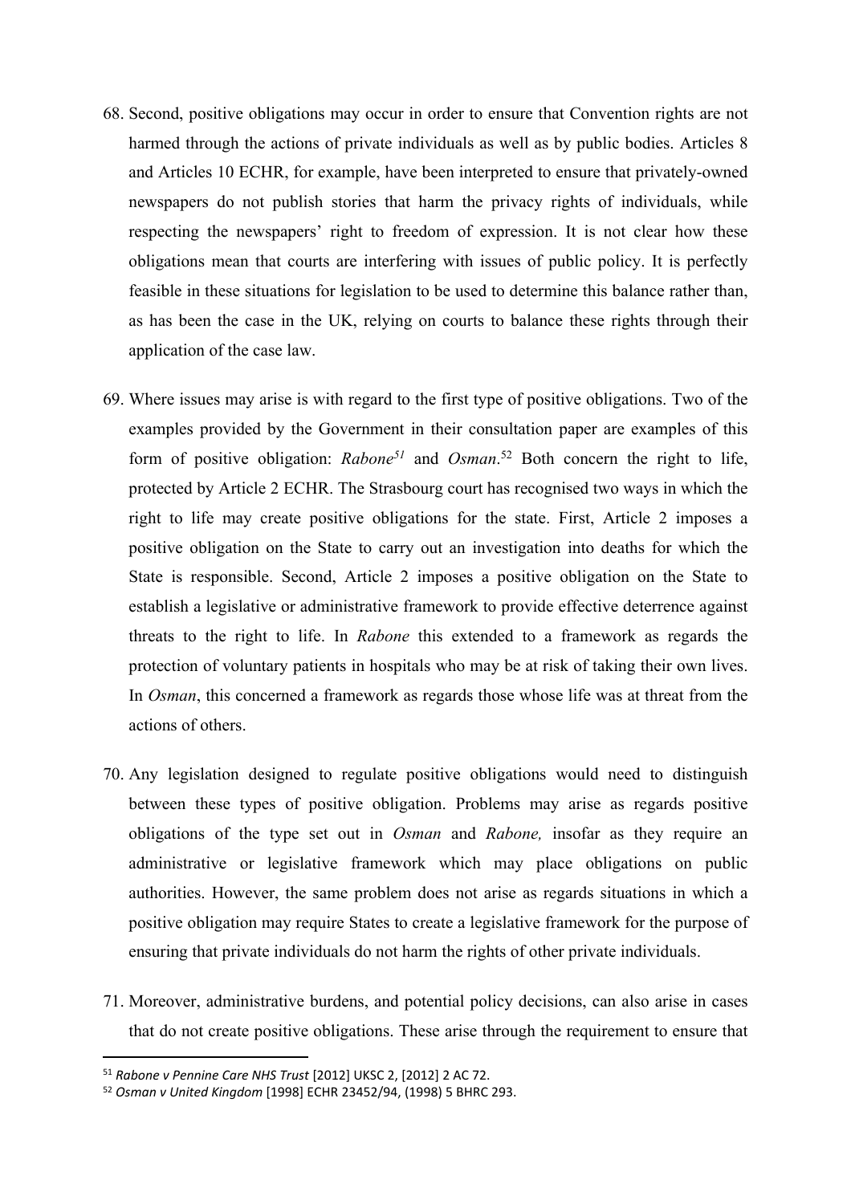68. Second, positive obligations may occur in order to ensure that Convention rights are not harmed through the actions of private individuals as well as by public bodies. Articles 8 and Articles 10 ECHR, for example, have been interpreted to ensure that privately-owned newspapers do not publish stories that harm the privacy rights of individuals, while respecting the newspapers' right to freedom of expression. It is not clear how these obligations mean that courts are interfering with issues of public policy. It is perfectly feasible in these situations for legislation to be used to determine this balance rather than, as has been the case in the UK, relying on courts to balance these rights through their application of the case law.

69. Where issues may arise is with regard to the first type of positive obligations. Two of the examples provided by the Government in their consultation paper are examples of this form of positive obligation: *Rabone*[51] and *Osman*.[52] Both concern the right to life, protected by Article 2 ECHR. The Strasbourg court has recognised two ways in which the right to life may create positive obligations for the state. First, Article 2 imposes a positive obligation on the State to carry out an investigation into deaths for which the State is responsible. Second, Article 2 imposes a positive obligation on the State to establish a legislative or administrative framework to provide effective deterrence against threats to the right to life. In *Rabone* this extended to a framework as regards the protection of voluntary patients in hospitals who may be at risk of taking their own lives. In *Osman*, this concerned a framework as regards those whose life was at threat from the actions of others.

70. Any legislation designed to regulate positive obligations would need to distinguish between these types of positive obligation. Problems may arise as regards positive obligations of the type set out in *Osman* and *Rabone,* insofar as they require an administrative or legislative framework which may place obligations on public authorities. However, the same problem does not arise as regards situations in which a positive obligation may require States to create a legislative framework for the purpose of ensuring that private individuals do not harm the rights of other private individuals.

71. Moreover, administrative burdens, and potential policy decisions, can also arise in cases that do not create positive obligations. These arise through the requirement to ensure that

---

[51] *Rabone v Pennine Care NHS Trust* [2012] UKSC 2, [2012] 2 AC 72.

[52] *Osman v United Kingdom* [1998] ECHR 23452/94, (1998) 5 BHRC 293.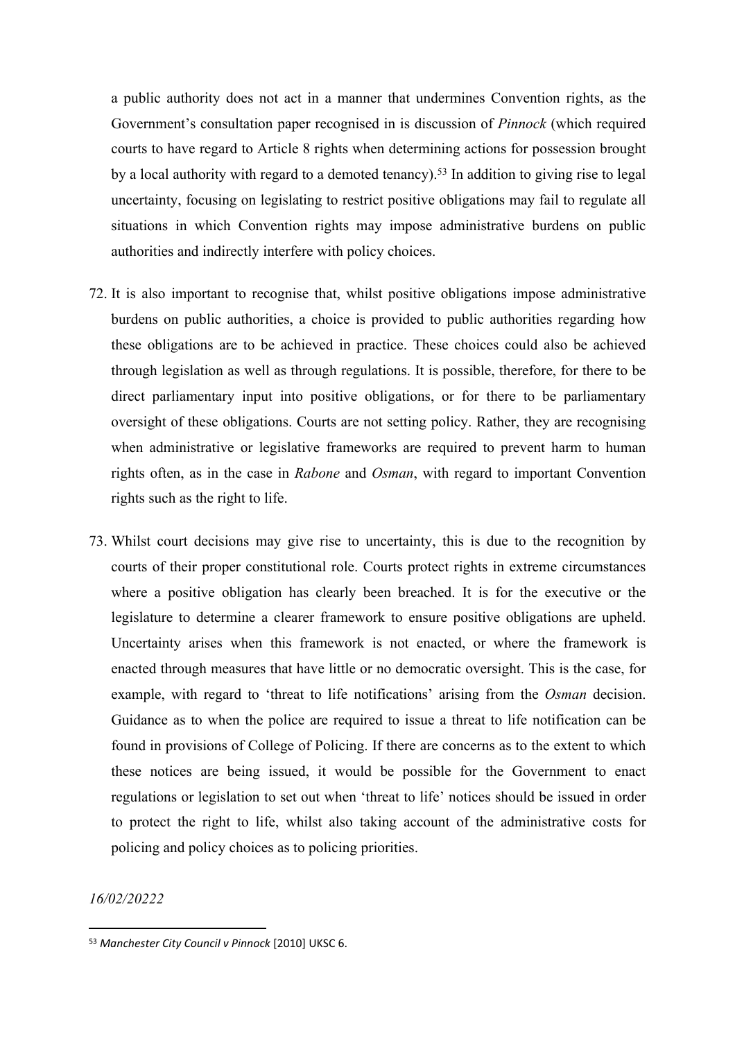a public authority does not act in a manner that undermines Convention rights, as the Government's consultation paper recognised in is discussion of *Pinnock* (which required courts to have regard to Article 8 rights when determining actions for possession brought by a local authority with regard to a demoted tenancy).[53] In addition to giving rise to legal uncertainty, focusing on legislating to restrict positive obligations may fail to regulate all situations in which Convention rights may impose administrative burdens on public authorities and indirectly interfere with policy choices.

72. It is also important to recognise that, whilst positive obligations impose administrative burdens on public authorities, a choice is provided to public authorities regarding how these obligations are to be achieved in practice. These choices could also be achieved through legislation as well as through regulations. It is possible, therefore, for there to be direct parliamentary input into positive obligations, or for there to be parliamentary oversight of these obligations. Courts are not setting policy. Rather, they are recognising when administrative or legislative frameworks are required to prevent harm to human rights often, as in the case in *Rabone* and *Osman*, with regard to important Convention rights such as the right to life.

73. Whilst court decisions may give rise to uncertainty, this is due to the recognition by courts of their proper constitutional role. Courts protect rights in extreme circumstances where a positive obligation has clearly been breached. It is for the executive or the legislature to determine a clearer framework to ensure positive obligations are upheld. Uncertainty arises when this framework is not enacted, or where the framework is enacted through measures that have little or no democratic oversight. This is the case, for example, with regard to 'threat to life notifications' arising from the *Osman* decision. Guidance as to when the police are required to issue a threat to life notification can be found in provisions of College of Policing. If there are concerns as to the extent to which these notices are being issued, it would be possible for the Government to enact regulations or legislation to set out when 'threat to life' notices should be issued in order to protect the right to life, whilst also taking account of the administrative costs for policing and policy choices as to policing priorities.

*16/02/20222*

---

[53] *Manchester City Council v Pinnock* [2010] UKSC 6.